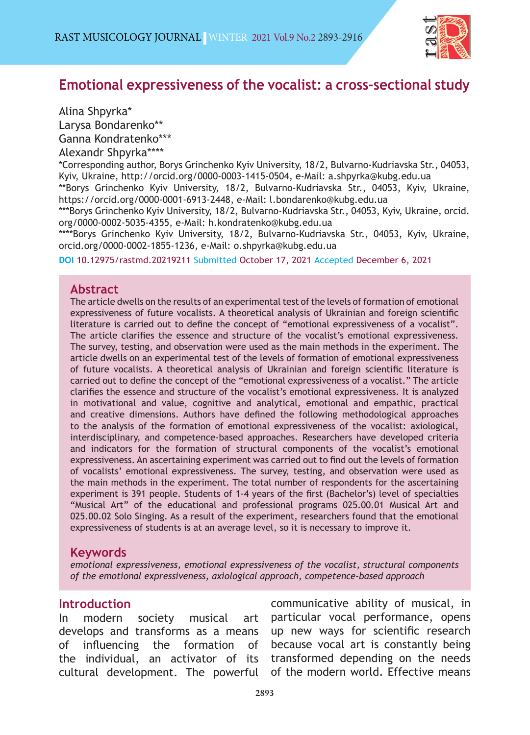# Emotional expressiveness of the vocalist: a cross-sectional study

Alina Shpyrka*
Larysa Bondarenko**
Ganna Kondratenko***
Alexandr Shpyrka****

*Corresponding author, Borys Grinchenko Kyiv University, 18/2, Bulvarno-Kudriavska Str., 04053, Kyiv, Ukraine, http://orcid.org/0000-0003-1415-0504, e-Mail: a.shpyrka@kubg.edu.ua
**Borys Grinchenko Kyiv University, 18/2, Bulvarno-Kudriavska Str., 04053, Kyiv, Ukraine, https://orcid.org/0000-0001-6913-2448, e-Mail: l.bondarenko@kubg.edu.ua
***Borys Grinchenko Kyiv University, 18/2, Bulvarno-Kudriavska Str., 04053, Kyiv, Ukraine, orcid.org/0000-0002-5035-4355, e-Mail: h.kondratenko@kubg.edu.ua
****Borys Grinchenko Kyiv University, 18/2, Bulvarno-Kudriavska Str., 04053, Kyiv, Ukraine, orcid.org/0000-0002-1855-1236, e-Mail: o.shpyrka@kubg.edu.ua

**DOI** 10.12975/rastmd.20219211 Submitted October 17, 2021 Accepted December 6, 2021

## Abstract

The article dwells on the results of an experimental test of the levels of formation of emotional expressiveness of future vocalists. A theoretical analysis of Ukrainian and foreign scientific literature is carried out to define the concept of "emotional expressiveness of a vocalist". The article clarifies the essence and structure of the vocalist's emotional expressiveness. The survey, testing, and observation were used as the main methods in the experiment. The article dwells on an experimental test of the levels of formation of emotional expressiveness of future vocalists. A theoretical analysis of Ukrainian and foreign scientific literature is carried out to define the concept of the "emotional expressiveness of a vocalist." The article clarifies the essence and structure of the vocalist's emotional expressiveness. It is analyzed in motivational and value, cognitive and analytical, emotional and empathic, practical and creative dimensions. Authors have defined the following methodological approaches to the analysis of the formation of emotional expressiveness of the vocalist: axiological, interdisciplinary, and competence-based approaches. Researchers have developed criteria and indicators for the formation of structural components of the vocalist's emotional expressiveness. An ascertaining experiment was carried out to find out the levels of formation of vocalists' emotional expressiveness. The survey, testing, and observation were used as the main methods in the experiment. The total number of respondents for the ascertaining experiment is 391 people. Students of 1-4 years of the first (Bachelor's) level of specialties "Musical Art" of the educational and professional programs 025.00.01 Musical Art and 025.00.02 Solo Singing. As a result of the experiment, researchers found that the emotional expressiveness of students is at an average level, so it is necessary to improve it.

## Keywords

*emotional expressiveness, emotional expressiveness of the vocalist, structural components of the emotional expressiveness, axiological approach, competence-based approach*

## Introduction

In modern society musical art develops and transforms as a means of influencing the formation of the individual, an activator of its cultural development. The powerful communicative ability of musical, in particular vocal performance, opens up new ways for scientific research because vocal art is constantly being transformed depending on the needs of the modern world. Effective means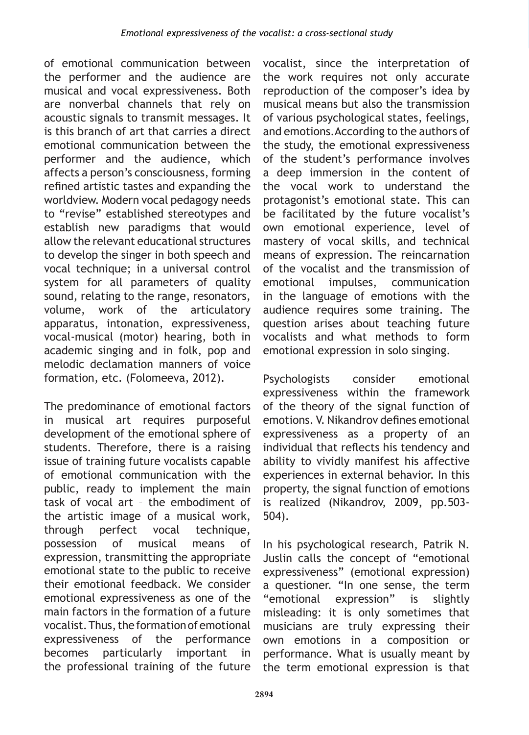of emotional communication between the performer and the audience are musical and vocal expressiveness. Both are nonverbal channels that rely on acoustic signals to transmit messages. It is this branch of art that carries a direct emotional communication between the performer and the audience, which affects a person's consciousness, forming refined artistic tastes and expanding the worldview. Modern vocal pedagogy needs to "revise" established stereotypes and establish new paradigms that would allow the relevant educational structures to develop the singer in both speech and vocal technique; in a universal control system for all parameters of quality sound, relating to the range, resonators, volume, work of the articulatory apparatus, intonation, expressiveness, vocal-musical (motor) hearing, both in academic singing and in folk, pop and melodic declamation manners of voice formation, etc. (Folomeeva, 2012).

The predominance of emotional factors in musical art requires purposeful development of the emotional sphere of students. Therefore, there is a raising issue of training future vocalists capable of emotional communication with the public, ready to implement the main task of vocal art – the embodiment of the artistic image of a musical work, through perfect vocal technique, possession of musical means of expression, transmitting the appropriate emotional state to the public to receive their emotional feedback. We consider emotional expressiveness as one of the main factors in the formation of a future vocalist. Thus, the formation of emotional expressiveness of the performance becomes particularly important in the professional training of the future vocalist, since the interpretation of the work requires not only accurate reproduction of the composer's idea by musical means but also the transmission of various psychological states, feelings, and emotions. According to the authors of the study, the emotional expressiveness of the student's performance involves a deep immersion in the content of the vocal work to understand the protagonist's emotional state. This can be facilitated by the future vocalist's own emotional experience, level of mastery of vocal skills, and technical means of expression. The reincarnation of the vocalist and the transmission of emotional impulses, communication in the language of emotions with the audience requires some training. The question arises about teaching future vocalists and what methods to form emotional expression in solo singing.

Psychologists consider emotional expressiveness within the framework of the theory of the signal function of emotions. V. Nikandrov defines emotional expressiveness as a property of an individual that reflects his tendency and ability to vividly manifest his affective experiences in external behavior. In this property, the signal function of emotions is realized (Nikandrov, 2009, pp.503-504).

In his psychological research, Patrik N. Juslin calls the concept of "emotional expressiveness" (emotional expression) a questioner. "In one sense, the term "emotional expression" is slightly misleading: it is only sometimes that musicians are truly expressing their own emotions in a composition or performance. What is usually meant by the term emotional expression is that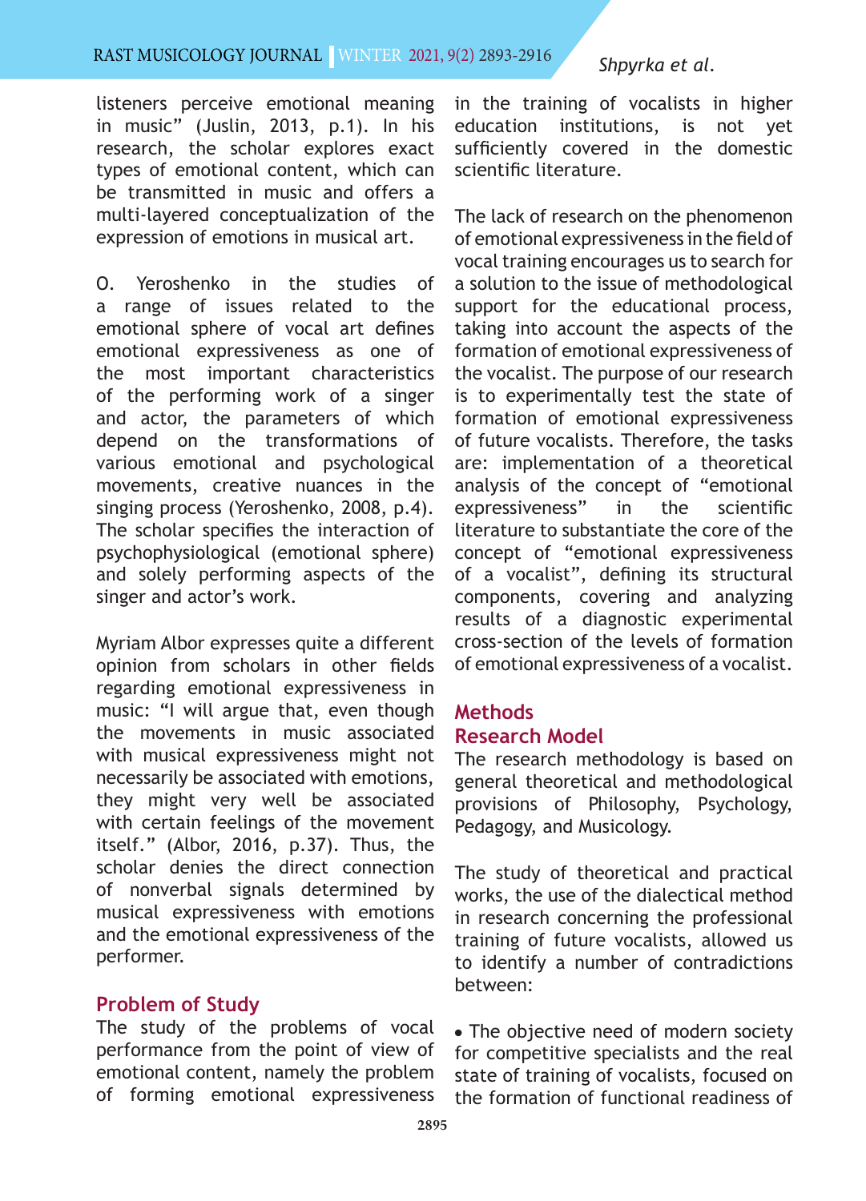listeners perceive emotional meaning in music" (Juslin, 2013, p.1). In his research, the scholar explores exact types of emotional content, which can be transmitted in music and offers a multi-layered conceptualization of the expression of emotions in musical art.

O. Yeroshenko in the studies of a range of issues related to the emotional sphere of vocal art defines emotional expressiveness as one of the most important characteristics of the performing work of a singer and actor, the parameters of which depend on the transformations of various emotional and psychological movements, creative nuances in the singing process (Yeroshenko, 2008, p.4). The scholar specifies the interaction of psychophysiological (emotional sphere) and solely performing aspects of the singer and actor's work.

Myriam Albor expresses quite a different opinion from scholars in other fields regarding emotional expressiveness in music: "I will argue that, even though the movements in music associated with musical expressiveness might not necessarily be associated with emotions, they might very well be associated with certain feelings of the movement itself." (Albor, 2016, p.37). Thus, the scholar denies the direct connection of nonverbal signals determined by musical expressiveness with emotions and the emotional expressiveness of the performer.

## Problem of Study

The study of the problems of vocal performance from the point of view of emotional content, namely the problem of forming emotional expressiveness in the training of vocalists in higher education institutions, is not yet sufficiently covered in the domestic scientific literature.

The lack of research on the phenomenon of emotional expressiveness in the field of vocal training encourages us to search for a solution to the issue of methodological support for the educational process, taking into account the aspects of the formation of emotional expressiveness of the vocalist. The purpose of our research is to experimentally test the state of formation of emotional expressiveness of future vocalists. Therefore, the tasks are: implementation of a theoretical analysis of the concept of "emotional expressiveness" in the scientific literature to substantiate the core of the concept of "emotional expressiveness of a vocalist", defining its structural components, covering and analyzing results of a diagnostic experimental cross-section of the levels of formation of emotional expressiveness of a vocalist.

## Methods

### Research Model

The research methodology is based on general theoretical and methodological provisions of Philosophy, Psychology, Pedagogy, and Musicology.

The study of theoretical and practical works, the use of the dialectical method in research concerning the professional training of future vocalists, allowed us to identify a number of contradictions between:

- The objective need of modern society for competitive specialists and the real state of training of vocalists, focused on the formation of functional readiness of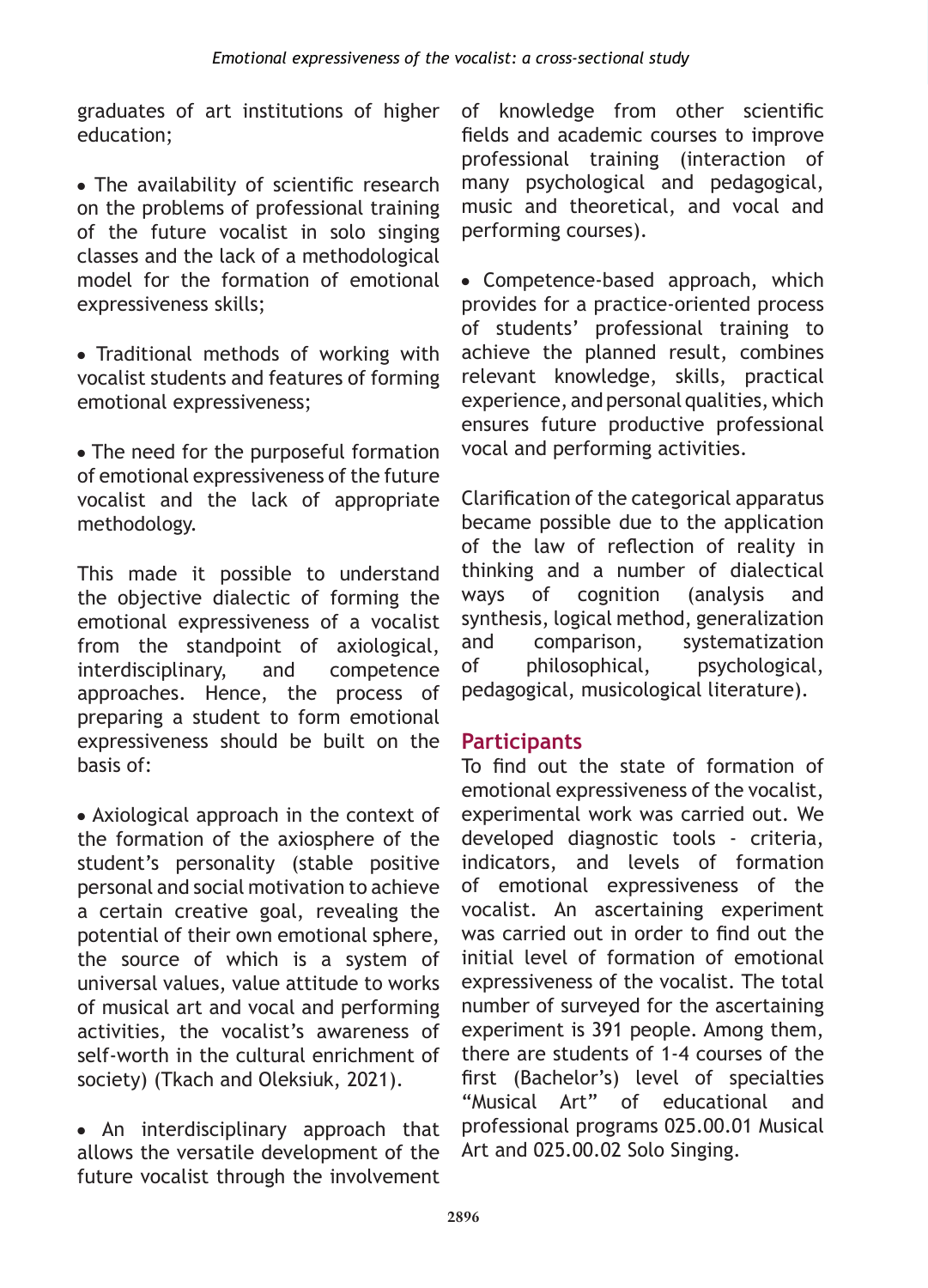graduates of art institutions of higher education;

- The availability of scientific research on the problems of professional training of the future vocalist in solo singing classes and the lack of a methodological model for the formation of emotional expressiveness skills;

- Traditional methods of working with vocalist students and features of forming emotional expressiveness;

- The need for the purposeful formation of emotional expressiveness of the future vocalist and the lack of appropriate methodology.

This made it possible to understand the objective dialectic of forming the emotional expressiveness of a vocalist from the standpoint of axiological, interdisciplinary, and competence approaches. Hence, the process of preparing a student to form emotional expressiveness should be built on the basis of:

- Axiological approach in the context of the formation of the axiosphere of the student's personality (stable positive personal and social motivation to achieve a certain creative goal, revealing the potential of their own emotional sphere, the source of which is a system of universal values, value attitude to works of musical art and vocal and performing activities, the vocalist's awareness of self-worth in the cultural enrichment of society) (Tkach and Oleksiuk, 2021).

- An interdisciplinary approach that allows the versatile development of the future vocalist through the involvement of knowledge from other scientific fields and academic courses to improve professional training (interaction of many psychological and pedagogical, music and theoretical, and vocal and performing courses).

- Competence-based approach, which provides for a practice-oriented process of students' professional training to achieve the planned result, combines relevant knowledge, skills, practical experience, and personal qualities, which ensures future productive professional vocal and performing activities.

Clarification of the categorical apparatus became possible due to the application of the law of reflection of reality in thinking and a number of dialectical ways of cognition (analysis and synthesis, logical method, generalization and comparison, systematization of philosophical, psychological, pedagogical, musicological literature).

## Participants

To find out the state of formation of emotional expressiveness of the vocalist, experimental work was carried out. We developed diagnostic tools - criteria, indicators, and levels of formation of emotional expressiveness of the vocalist. An ascertaining experiment was carried out in order to find out the initial level of formation of emotional expressiveness of the vocalist. The total number of surveyed for the ascertaining experiment is 391 people. Among them, there are students of 1-4 courses of the first (Bachelor's) level of specialties "Musical Art" of educational and professional programs 025.00.01 Musical Art and 025.00.02 Solo Singing.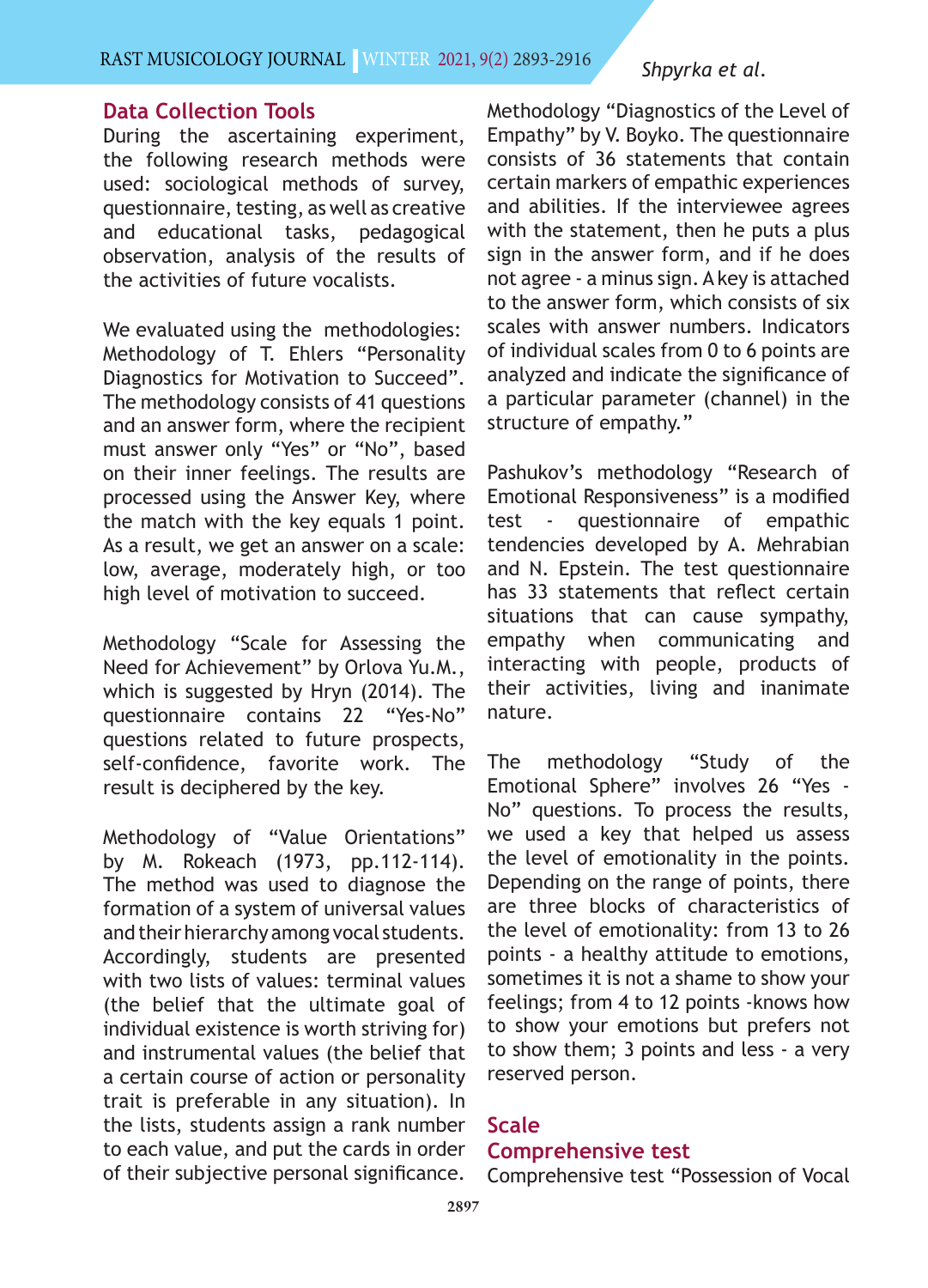## Data Collection Tools

During the ascertaining experiment, the following research methods were used: sociological methods of survey, questionnaire, testing, as well as creative and educational tasks, pedagogical observation, analysis of the results of the activities of future vocalists.

We evaluated using the methodologies: Methodology of T. Ehlers "Personality Diagnostics for Motivation to Succeed". The methodology consists of 41 questions and an answer form, where the recipient must answer only "Yes" or "No", based on their inner feelings. The results are processed using the Answer Key, where the match with the key equals 1 point. As a result, we get an answer on a scale: low, average, moderately high, or too high level of motivation to succeed.

Methodology "Scale for Assessing the Need for Achievement" by Orlova Yu.M., which is suggested by Hryn (2014). The questionnaire contains 22 "Yes-No" questions related to future prospects, self-confidence, favorite work. The result is deciphered by the key.

Methodology of "Value Orientations" by M. Rokeach (1973, pp.112-114). The method was used to diagnose the formation of a system of universal values and their hierarchy among vocal students. Accordingly, students are presented with two lists of values: terminal values (the belief that the ultimate goal of individual existence is worth striving for) and instrumental values (the belief that a certain course of action or personality trait is preferable in any situation). In the lists, students assign a rank number to each value, and put the cards in order of their subjective personal significance.

Methodology "Diagnostics of the Level of Empathy" by V. Boyko. The questionnaire consists of 36 statements that contain certain markers of empathic experiences and abilities. If the interviewee agrees with the statement, then he puts a plus sign in the answer form, and if he does not agree - a minus sign. A key is attached to the answer form, which consists of six scales with answer numbers. Indicators of individual scales from 0 to 6 points are analyzed and indicate the significance of a particular parameter (channel) in the structure of empathy."

Pashukov's methodology "Research of Emotional Responsiveness" is a modified test - questionnaire of empathic tendencies developed by A. Mehrabian and N. Epstein. The test questionnaire has 33 statements that reflect certain situations that can cause sympathy, empathy when communicating and interacting with people, products of their activities, living and inanimate nature.

The methodology "Study of the Emotional Sphere" involves 26 "Yes - No" questions. To process the results, we used a key that helped us assess the level of emotionality in the points. Depending on the range of points, there are three blocks of characteristics of the level of emotionality: from 13 to 26 points - a healthy attitude to emotions, sometimes it is not a shame to show your feelings; from 4 to 12 points -knows how to show your emotions but prefers not to show them; 3 points and less - a very reserved person.

## Scale

## Comprehensive test

Comprehensive test "Possession of Vocal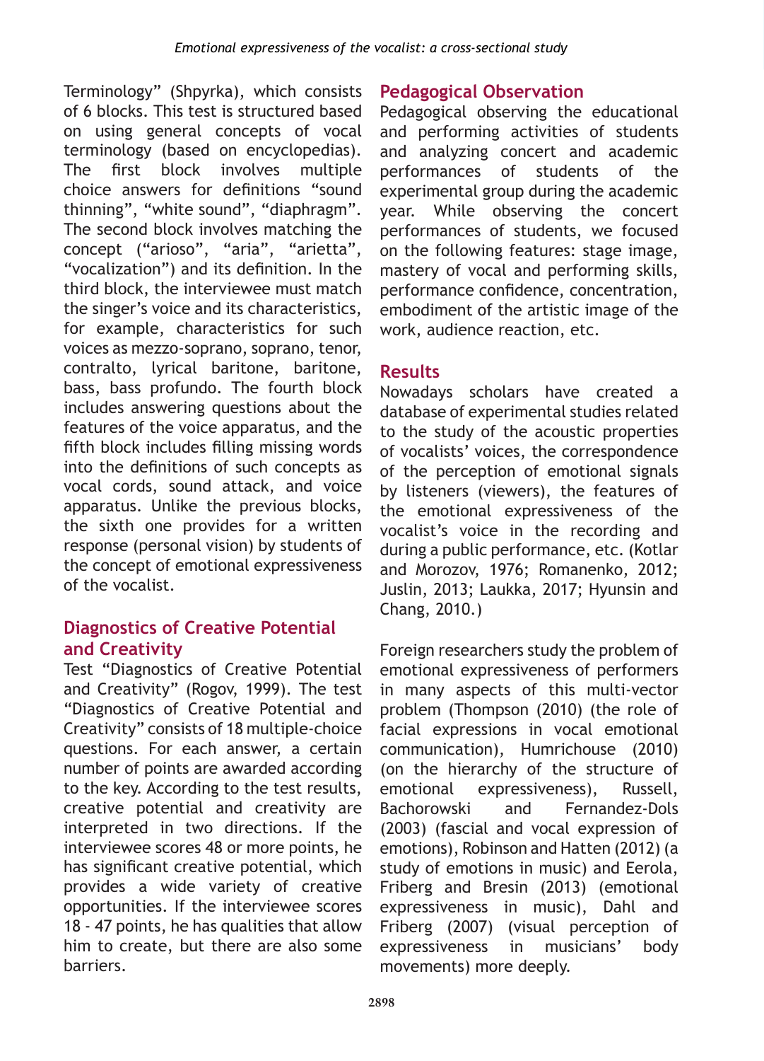Terminology" (Shpyrka), which consists of 6 blocks. This test is structured based on using general concepts of vocal terminology (based on encyclopedias). The first block involves multiple choice answers for definitions "sound thinning", "white sound", "diaphragm". The second block involves matching the concept ("arioso", "aria", "arietta", "vocalization") and its definition. In the third block, the interviewee must match the singer's voice and its characteristics, for example, characteristics for such voices as mezzo-soprano, soprano, tenor, contralto, lyrical baritone, baritone, bass, bass profundo. The fourth block includes answering questions about the features of the voice apparatus, and the fifth block includes filling missing words into the definitions of such concepts as vocal cords, sound attack, and voice apparatus. Unlike the previous blocks, the sixth one provides for a written response (personal vision) by students of the concept of emotional expressiveness of the vocalist.

## Diagnostics of Creative Potential and Creativity

Test "Diagnostics of Creative Potential and Creativity" (Rogov, 1999). The test "Diagnostics of Creative Potential and Creativity" consists of 18 multiple-choice questions. For each answer, a certain number of points are awarded according to the key. According to the test results, creative potential and creativity are interpreted in two directions. If the interviewee scores 48 or more points, he has significant creative potential, which provides a wide variety of creative opportunities. If the interviewee scores 18 - 47 points, he has qualities that allow him to create, but there are also some barriers.

## Pedagogical Observation

Pedagogical observing the educational and performing activities of students and analyzing concert and academic performances of students of the experimental group during the academic year. While observing the concert performances of students, we focused on the following features: stage image, mastery of vocal and performing skills, performance confidence, concentration, embodiment of the artistic image of the work, audience reaction, etc.

## Results

Nowadays scholars have created a database of experimental studies related to the study of the acoustic properties of vocalists' voices, the correspondence of the perception of emotional signals by listeners (viewers), the features of the emotional expressiveness of the vocalist's voice in the recording and during a public performance, etc. (Kotlar and Morozov, 1976; Romanenko, 2012; Juslin, 2013; Laukka, 2017; Hyunsin and Chang, 2010.)

Foreign researchers study the problem of emotional expressiveness of performers in many aspects of this multi-vector problem (Thompson (2010) (the role of facial expressions in vocal emotional communication), Humrichouse (2010) (on the hierarchy of the structure of emotional expressiveness), Russell, Bachorowski and Fernandez-Dols (2003) (fascial and vocal expression of emotions), Robinson and Hatten (2012) (a study of emotions in music) and Eerola, Friberg and Bresin (2013) (emotional expressiveness in music), Dahl and Friberg (2007) (visual perception of expressiveness in musicians' body movements) more deeply.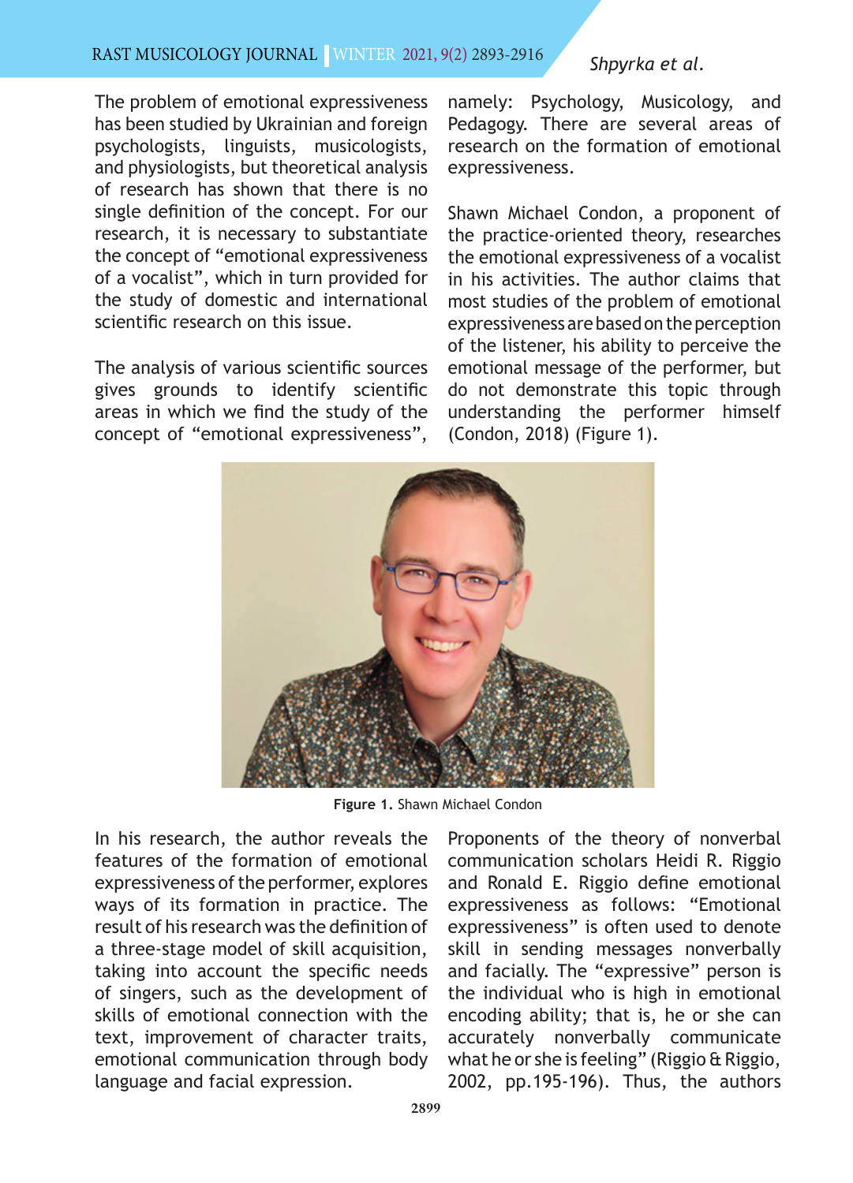The problem of emotional expressiveness has been studied by Ukrainian and foreign psychologists, linguists, musicologists, and physiologists, but theoretical analysis of research has shown that there is no single definition of the concept. For our research, it is necessary to substantiate the concept of "emotional expressiveness of a vocalist", which in turn provided for the study of domestic and international scientific research on this issue.

The analysis of various scientific sources gives grounds to identify scientific areas in which we find the study of the concept of "emotional expressiveness", namely: Psychology, Musicology, and Pedagogy. There are several areas of research on the formation of emotional expressiveness.

Shawn Michael Condon, a proponent of the practice-oriented theory, researches the emotional expressiveness of a vocalist in his activities. The author claims that most studies of the problem of emotional expressiveness are based on the perception of the listener, his ability to perceive the emotional message of the performer, but do not demonstrate this topic through understanding the performer himself (Condon, 2018) (Figure 1).

**Figure 1.** Shawn Michael Condon

In his research, the author reveals the features of the formation of emotional expressiveness of the performer, explores ways of its formation in practice. The result of his research was the definition of a three-stage model of skill acquisition, taking into account the specific needs of singers, such as the development of skills of emotional connection with the text, improvement of character traits, emotional communication through body language and facial expression.

Proponents of the theory of nonverbal communication scholars Heidi R. Riggio and Ronald E. Riggio define emotional expressiveness as follows: "Emotional expressiveness" is often used to denote skill in sending messages nonverbally and facially. The "expressive" person is the individual who is high in emotional encoding ability; that is, he or she can accurately nonverbally communicate what he or she is feeling" (Riggio & Riggio, 2002, pp.195-196). Thus, the authors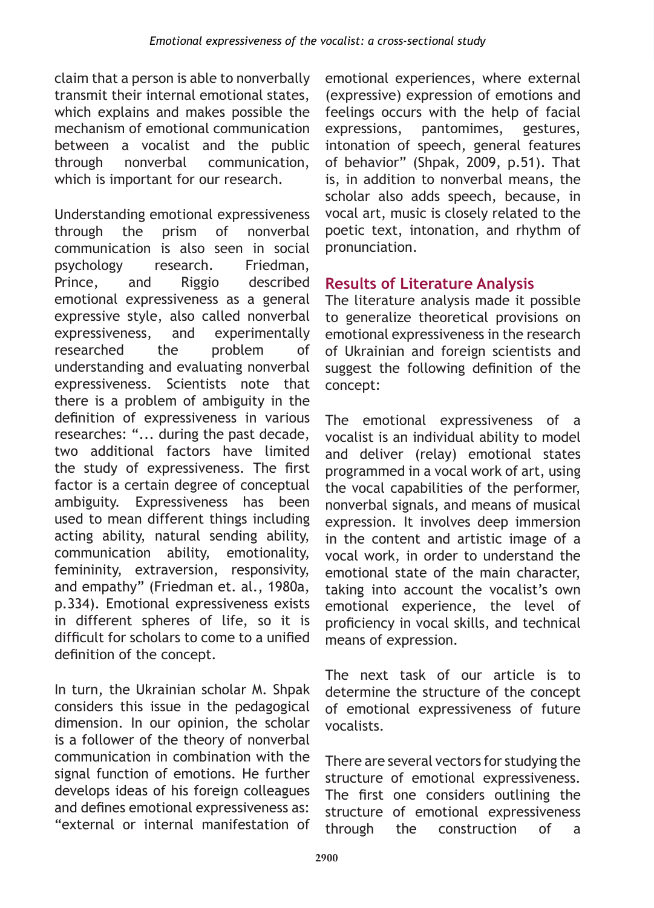claim that a person is able to nonverbally transmit their internal emotional states, which explains and makes possible the mechanism of emotional communication between a vocalist and the public through nonverbal communication, which is important for our research.

Understanding emotional expressiveness through the prism of nonverbal communication is also seen in social psychology research. Friedman, Prince, and Riggio described emotional expressiveness as a general expressive style, also called nonverbal expressiveness, and experimentally researched the problem of understanding and evaluating nonverbal expressiveness. Scientists note that there is a problem of ambiguity in the definition of expressiveness in various researches: "... during the past decade, two additional factors have limited the study of expressiveness. The first factor is a certain degree of conceptual ambiguity. Expressiveness has been used to mean different things including acting ability, natural sending ability, communication ability, emotionality, femininity, extraversion, responsivity, and empathy" (Friedman et. al., 1980a, p.334). Emotional expressiveness exists in different spheres of life, so it is difficult for scholars to come to a unified definition of the concept.

In turn, the Ukrainian scholar M. Shpak considers this issue in the pedagogical dimension. In our opinion, the scholar is a follower of the theory of nonverbal communication in combination with the signal function of emotions. He further develops ideas of his foreign colleagues and defines emotional expressiveness as: "external or internal manifestation of emotional experiences, where external (expressive) expression of emotions and feelings occurs with the help of facial expressions, pantomimes, gestures, intonation of speech, general features of behavior" (Shpak, 2009, p.51). That is, in addition to nonverbal means, the scholar also adds speech, because, in vocal art, music is closely related to the poetic text, intonation, and rhythm of pronunciation.

## Results of Literature Analysis

The literature analysis made it possible to generalize theoretical provisions on emotional expressiveness in the research of Ukrainian and foreign scientists and suggest the following definition of the concept:

The emotional expressiveness of a vocalist is an individual ability to model and deliver (relay) emotional states programmed in a vocal work of art, using the vocal capabilities of the performer, nonverbal signals, and means of musical expression. It involves deep immersion in the content and artistic image of a vocal work, in order to understand the emotional state of the main character, taking into account the vocalist's own emotional experience, the level of proficiency in vocal skills, and technical means of expression.

The next task of our article is to determine the structure of the concept of emotional expressiveness of future vocalists.

There are several vectors for studying the structure of emotional expressiveness. The first one considers outlining the structure of emotional expressiveness through the construction of a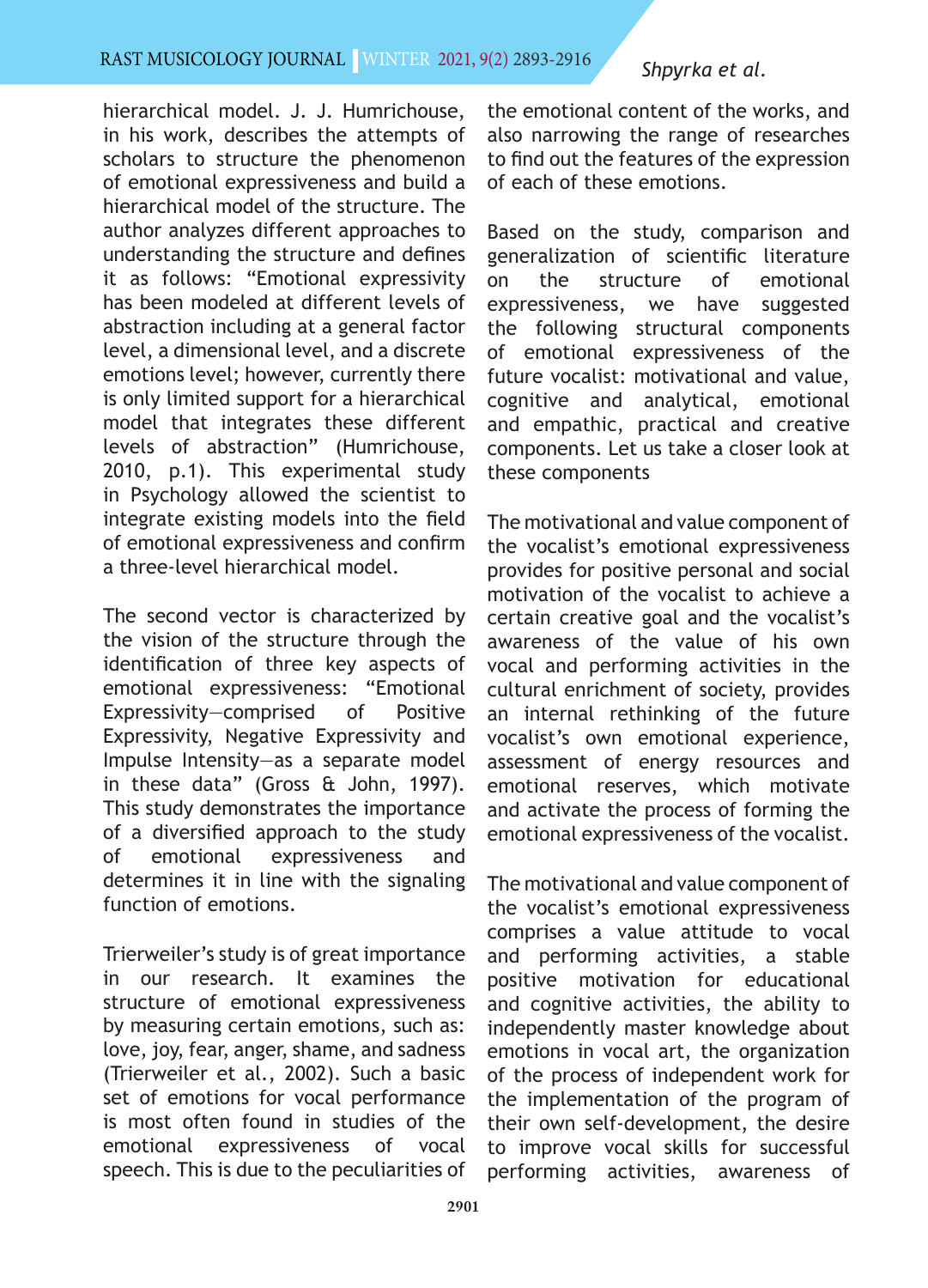hierarchical model. J. J. Humrichouse, in his work, describes the attempts of scholars to structure the phenomenon of emotional expressiveness and build a hierarchical model of the structure. The author analyzes different approaches to understanding the structure and defines it as follows: "Emotional expressivity has been modeled at different levels of abstraction including at a general factor level, a dimensional level, and a discrete emotions level; however, currently there is only limited support for a hierarchical model that integrates these different levels of abstraction" (Humrichouse, 2010, p.1). This experimental study in Psychology allowed the scientist to integrate existing models into the field of emotional expressiveness and confirm a three-level hierarchical model.

The second vector is characterized by the vision of the structure through the identification of three key aspects of emotional expressiveness: "Emotional Expressivity—comprised of Positive Expressivity, Negative Expressivity and Impulse Intensity—as a separate model in these data" (Gross & John, 1997). This study demonstrates the importance of a diversified approach to the study of emotional expressiveness and determines it in line with the signaling function of emotions.

Trierweiler's study is of great importance in our research. It examines the structure of emotional expressiveness by measuring certain emotions, such as: love, joy, fear, anger, shame, and sadness (Trierweiler et al., 2002). Such a basic set of emotions for vocal performance is most often found in studies of the emotional expressiveness of vocal speech. This is due to the peculiarities of the emotional content of the works, and also narrowing the range of researches to find out the features of the expression of each of these emotions.

Based on the study, comparison and generalization of scientific literature on the structure of emotional expressiveness, we have suggested the following structural components of emotional expressiveness of the future vocalist: motivational and value, cognitive and analytical, emotional and empathic, practical and creative components. Let us take a closer look at these components

The motivational and value component of the vocalist's emotional expressiveness provides for positive personal and social motivation of the vocalist to achieve a certain creative goal and the vocalist's awareness of the value of his own vocal and performing activities in the cultural enrichment of society, provides an internal rethinking of the future vocalist's own emotional experience, assessment of energy resources and emotional reserves, which motivate and activate the process of forming the emotional expressiveness of the vocalist.

The motivational and value component of the vocalist's emotional expressiveness comprises a value attitude to vocal and performing activities, a stable positive motivation for educational and cognitive activities, the ability to independently master knowledge about emotions in vocal art, the organization of the process of independent work for the implementation of the program of their own self-development, the desire to improve vocal skills for successful performing activities, awareness of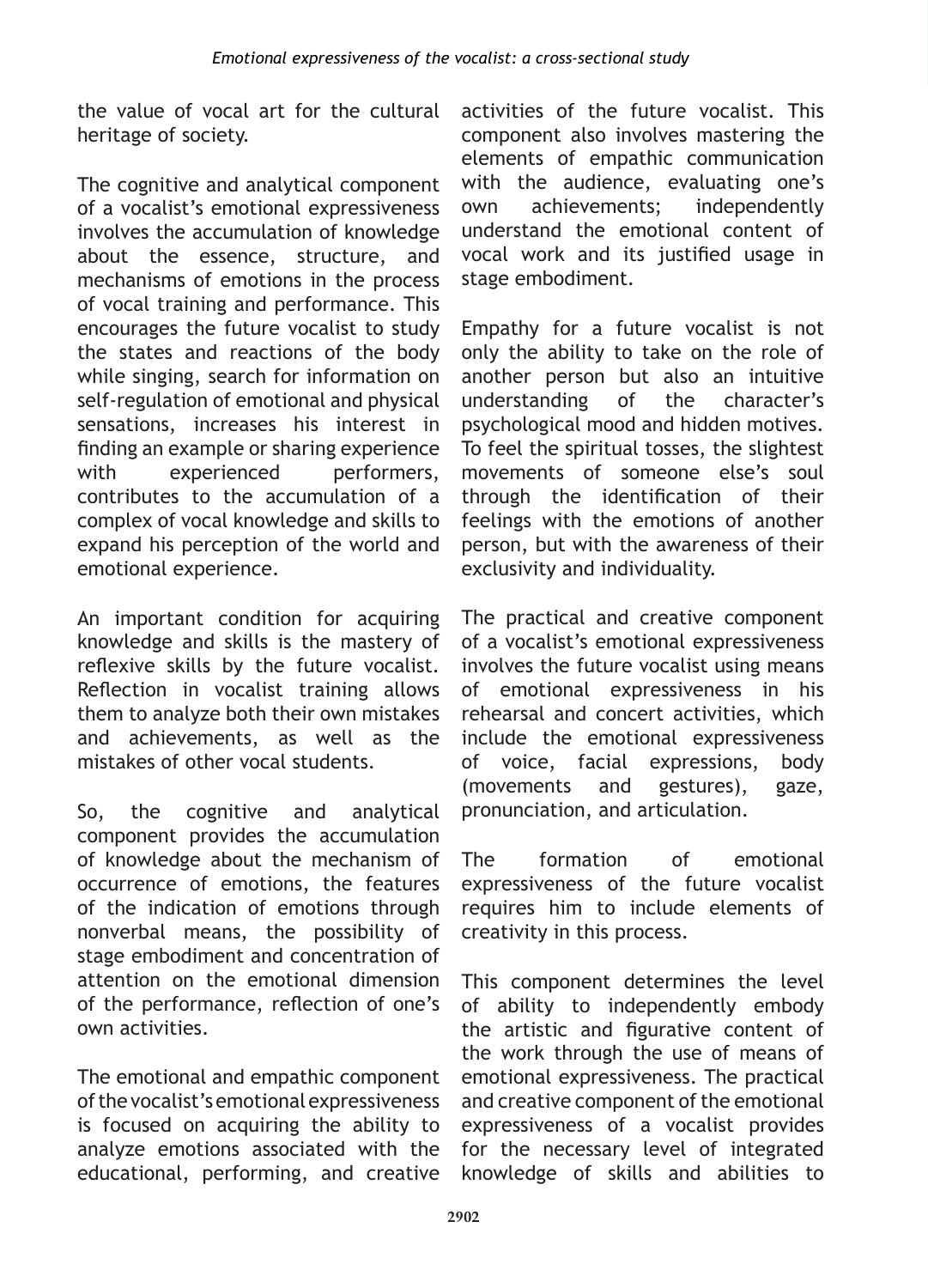the value of vocal art for the cultural heritage of society.

The cognitive and analytical component of a vocalist's emotional expressiveness involves the accumulation of knowledge about the essence, structure, and mechanisms of emotions in the process of vocal training and performance. This encourages the future vocalist to study the states and reactions of the body while singing, search for information on self-regulation of emotional and physical sensations, increases his interest in finding an example or sharing experience with experienced performers, contributes to the accumulation of a complex of vocal knowledge and skills to expand his perception of the world and emotional experience.

An important condition for acquiring knowledge and skills is the mastery of reflexive skills by the future vocalist. Reflection in vocalist training allows them to analyze both their own mistakes and achievements, as well as the mistakes of other vocal students.

So, the cognitive and analytical component provides the accumulation of knowledge about the mechanism of occurrence of emotions, the features of the indication of emotions through nonverbal means, the possibility of stage embodiment and concentration of attention on the emotional dimension of the performance, reflection of one's own activities.

The emotional and empathic component of the vocalist's emotional expressiveness is focused on acquiring the ability to analyze emotions associated with the educational, performing, and creative activities of the future vocalist. This component also involves mastering the elements of empathic communication with the audience, evaluating one's own achievements; independently understand the emotional content of vocal work and its justified usage in stage embodiment.

Empathy for a future vocalist is not only the ability to take on the role of another person but also an intuitive understanding of the character's psychological mood and hidden motives. To feel the spiritual tosses, the slightest movements of someone else's soul through the identification of their feelings with the emotions of another person, but with the awareness of their exclusivity and individuality.

The practical and creative component of a vocalist's emotional expressiveness involves the future vocalist using means of emotional expressiveness in his rehearsal and concert activities, which include the emotional expressiveness of voice, facial expressions, body (movements and gestures), gaze, pronunciation, and articulation.

The formation of emotional expressiveness of the future vocalist requires him to include elements of creativity in this process.

This component determines the level of ability to independently embody the artistic and figurative content of the work through the use of means of emotional expressiveness. The practical and creative component of the emotional expressiveness of a vocalist provides for the necessary level of integrated knowledge of skills and abilities to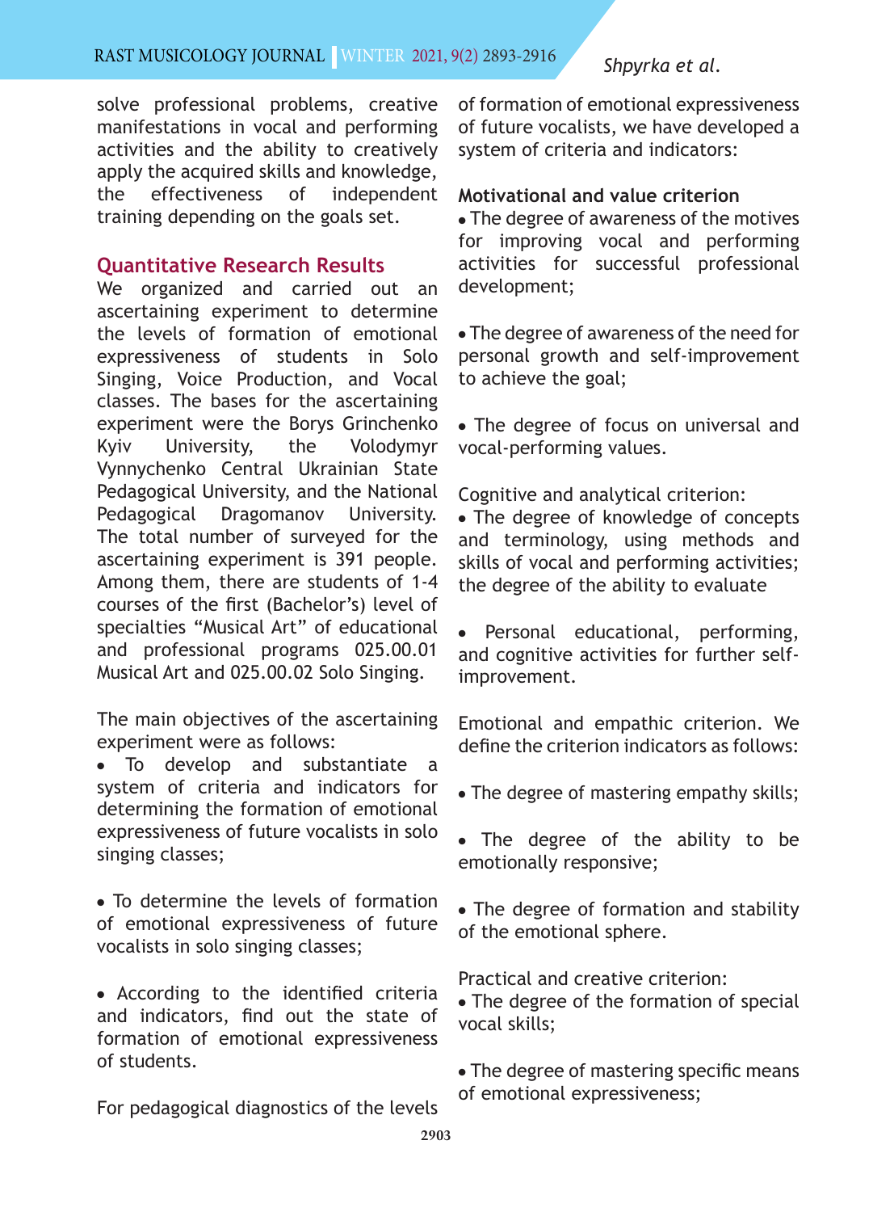solve professional problems, creative manifestations in vocal and performing activities and the ability to creatively apply the acquired skills and knowledge, the effectiveness of independent training depending on the goals set.

## Quantitative Research Results

We organized and carried out an ascertaining experiment to determine the levels of formation of emotional expressiveness of students in Solo Singing, Voice Production, and Vocal classes. The bases for the ascertaining experiment were the Borys Grinchenko Kyiv University, the Volodymyr Vynnychenko Central Ukrainian State Pedagogical University, and the National Pedagogical Dragomanov University. The total number of surveyed for the ascertaining experiment is 391 people. Among them, there are students of 1-4 courses of the first (Bachelor's) level of specialties "Musical Art" of educational and professional programs 025.00.01 Musical Art and 025.00.02 Solo Singing.

The main objectives of the ascertaining experiment were as follows:

- To develop and substantiate a system of criteria and indicators for determining the formation of emotional expressiveness of future vocalists in solo singing classes;
- To determine the levels of formation of emotional expressiveness of future vocalists in solo singing classes;
- According to the identified criteria and indicators, find out the state of formation of emotional expressiveness of students.

For pedagogical diagnostics of the levels of formation of emotional expressiveness of future vocalists, we have developed a system of criteria and indicators:

**Motivational and value criterion**

- The degree of awareness of the motives for improving vocal and performing activities for successful professional development;
- The degree of awareness of the need for personal growth and self-improvement to achieve the goal;
- The degree of focus on universal and vocal-performing values.

Cognitive and analytical criterion:

- The degree of knowledge of concepts and terminology, using methods and skills of vocal and performing activities; the degree of the ability to evaluate
- Personal educational, performing, and cognitive activities for further self-improvement.

Emotional and empathic criterion. We define the criterion indicators as follows:

- The degree of mastering empathy skills;
- The degree of the ability to be emotionally responsive;
- The degree of formation and stability of the emotional sphere.

Practical and creative criterion:

- The degree of the formation of special vocal skills;
- The degree of mastering specific means of emotional expressiveness;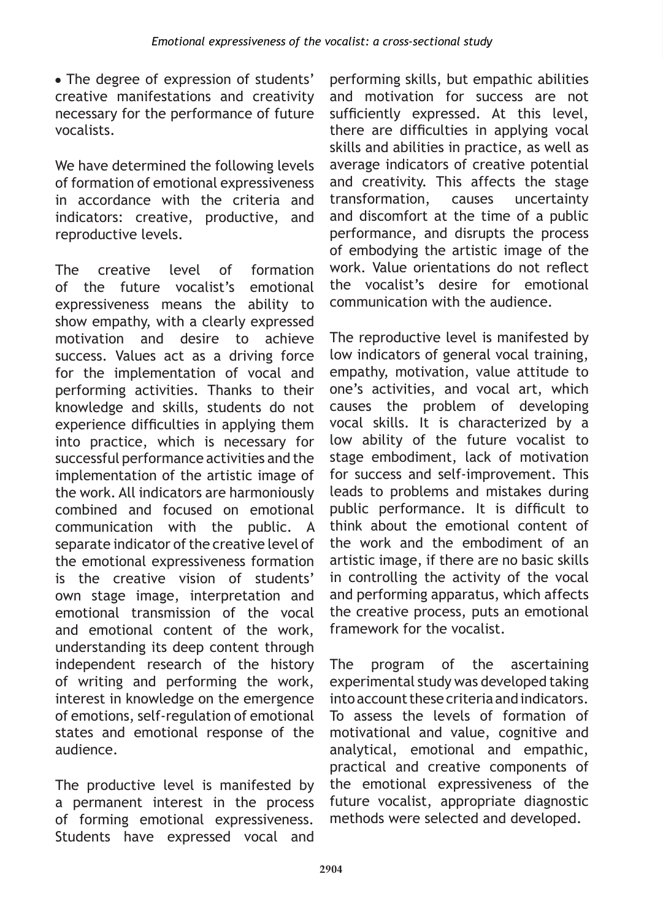- The degree of expression of students' creative manifestations and creativity necessary for the performance of future vocalists.

We have determined the following levels of formation of emotional expressiveness in accordance with the criteria and indicators: creative, productive, and reproductive levels.

The creative level of formation of the future vocalist's emotional expressiveness means the ability to show empathy, with a clearly expressed motivation and desire to achieve success. Values act as a driving force for the implementation of vocal and performing activities. Thanks to their knowledge and skills, students do not experience difficulties in applying them into practice, which is necessary for successful performance activities and the implementation of the artistic image of the work. All indicators are harmoniously combined and focused on emotional communication with the public. A separate indicator of the creative level of the emotional expressiveness formation is the creative vision of students' own stage image, interpretation and emotional transmission of the vocal and emotional content of the work, understanding its deep content through independent research of the history of writing and performing the work, interest in knowledge on the emergence of emotions, self-regulation of emotional states and emotional response of the audience.

The productive level is manifested by a permanent interest in the process of forming emotional expressiveness. Students have expressed vocal and performing skills, but empathic abilities and motivation for success are not sufficiently expressed. At this level, there are difficulties in applying vocal skills and abilities in practice, as well as average indicators of creative potential and creativity. This affects the stage transformation, causes uncertainty and discomfort at the time of a public performance, and disrupts the process of embodying the artistic image of the work. Value orientations do not reflect the vocalist's desire for emotional communication with the audience.

The reproductive level is manifested by low indicators of general vocal training, empathy, motivation, value attitude to one's activities, and vocal art, which causes the problem of developing vocal skills. It is characterized by a low ability of the future vocalist to stage embodiment, lack of motivation for success and self-improvement. This leads to problems and mistakes during public performance. It is difficult to think about the emotional content of the work and the embodiment of an artistic image, if there are no basic skills in controlling the activity of the vocal and performing apparatus, which affects the creative process, puts an emotional framework for the vocalist.

The program of the ascertaining experimental study was developed taking into account these criteria and indicators. To assess the levels of formation of motivational and value, cognitive and analytical, emotional and empathic, practical and creative components of the emotional expressiveness of the future vocalist, appropriate diagnostic methods were selected and developed.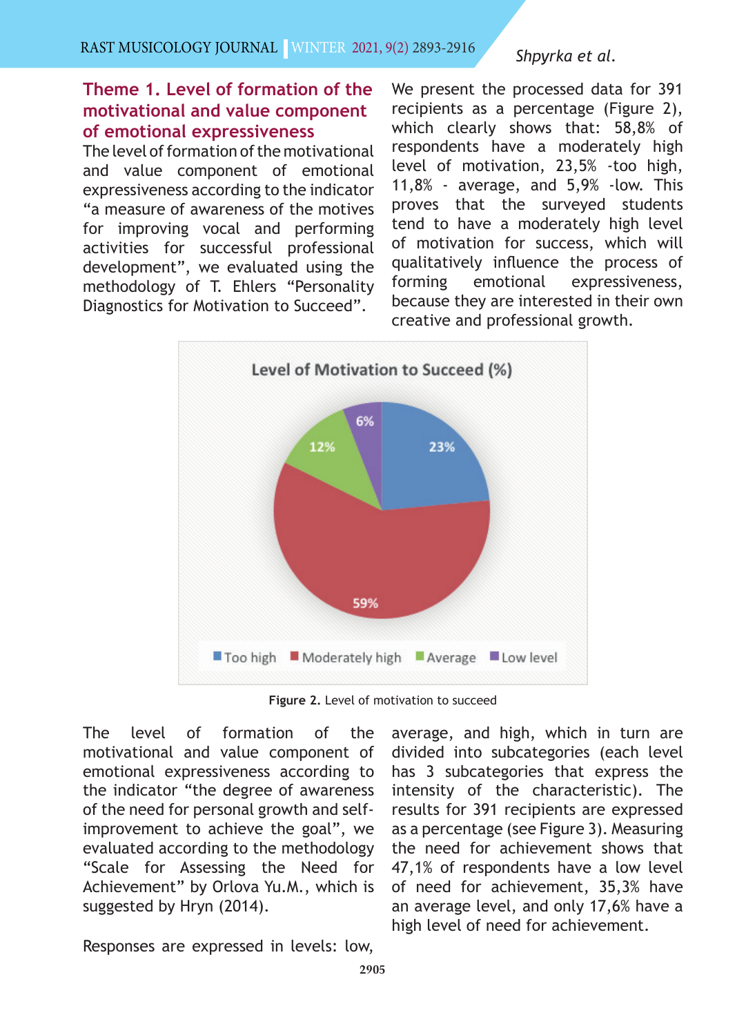### Theme 1. Level of formation of the motivational and value component of emotional expressiveness

The level of formation of the motivational and value component of emotional expressiveness according to the indicator "a measure of awareness of the motives for improving vocal and performing activities for successful professional development", we evaluated using the methodology of T. Ehlers "Personality Diagnostics for Motivation to Succeed".

We present the processed data for 391 recipients as a percentage (Figure 2), which clearly shows that: 58,8% of respondents have a moderately high level of motivation, 23,5% -too high, 11,8% - average, and 5,9% -low. This proves that the surveyed students tend to have a moderately high level of motivation for success, which will qualitatively influence the process of forming emotional expressiveness, because they are interested in their own creative and professional growth.

**Level of Motivation to Succeed (%)**

| Level | % |
|---|---|
| Too high | 23% |
| Moderately high | 59% |
| Average | 12% |
| Low level | 6% |

**Figure 2.** Level of motivation to succeed

The level of formation of the motivational and value component of emotional expressiveness according to the indicator "the degree of awareness of the need for personal growth and self-improvement to achieve the goal", we evaluated according to the methodology "Scale for Assessing the Need for Achievement" by Orlova Yu.M., which is suggested by Hryn (2014).

Responses are expressed in levels: low, average, and high, which in turn are divided into subcategories (each level has 3 subcategories that express the intensity of the characteristic). The results for 391 recipients are expressed as a percentage (see Figure 3). Measuring the need for achievement shows that 47,1% of respondents have a low level of need for achievement, 35,3% have an average level, and only 17,6% have a high level of need for achievement.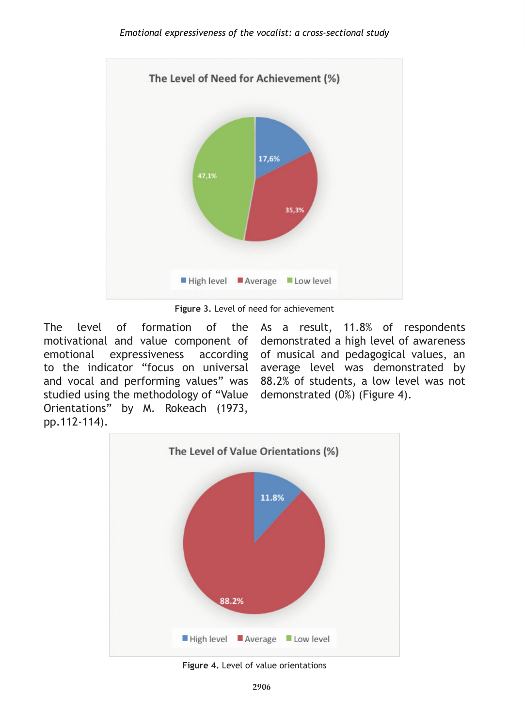Figure 3. Level of need for achievement

The level of formation of the motivational and value component of emotional expressiveness according to the indicator "focus on universal and vocal and performing values" was studied using the methodology of "Value Orientations" by M. Rokeach (1973, pp.112-114).

As a result, 11.8% of respondents demonstrated a high level of awareness of musical and pedagogical values, an average level was demonstrated by 88.2% of students, a low level was not demonstrated (0%) (Figure 4).

Figure 4. Level of value orientations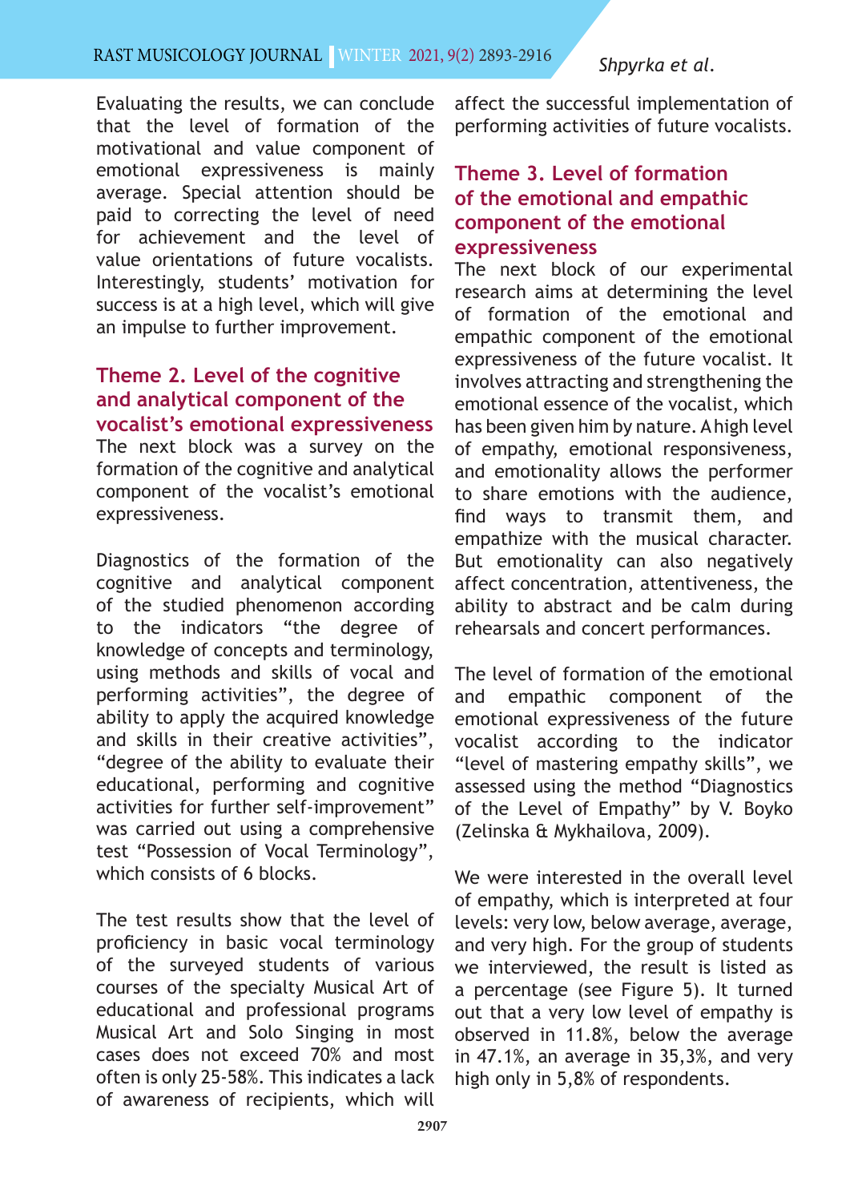Evaluating the results, we can conclude that the level of formation of the motivational and value component of emotional expressiveness is mainly average. Special attention should be paid to correcting the level of need for achievement and the level of value orientations of future vocalists. Interestingly, students' motivation for success is at a high level, which will give an impulse to further improvement.

## Theme 2. Level of the cognitive and analytical component of the vocalist's emotional expressiveness

The next block was a survey on the formation of the cognitive and analytical component of the vocalist's emotional expressiveness.

Diagnostics of the formation of the cognitive and analytical component of the studied phenomenon according to the indicators "the degree of knowledge of concepts and terminology, using methods and skills of vocal and performing activities", the degree of ability to apply the acquired knowledge and skills in their creative activities", "degree of the ability to evaluate their educational, performing and cognitive activities for further self-improvement" was carried out using a comprehensive test "Possession of Vocal Terminology", which consists of 6 blocks.

The test results show that the level of proficiency in basic vocal terminology of the surveyed students of various courses of the specialty Musical Art of educational and professional programs Musical Art and Solo Singing in most cases does not exceed 70% and most often is only 25-58%. This indicates a lack of awareness of recipients, which will affect the successful implementation of performing activities of future vocalists.

## Theme 3. Level of formation of the emotional and empathic component of the emotional expressiveness

The next block of our experimental research aims at determining the level of formation of the emotional and empathic component of the emotional expressiveness of the future vocalist. It involves attracting and strengthening the emotional essence of the vocalist, which has been given him by nature. A high level of empathy, emotional responsiveness, and emotionality allows the performer to share emotions with the audience, find ways to transmit them, and empathize with the musical character. But emotionality can also negatively affect concentration, attentiveness, the ability to abstract and be calm during rehearsals and concert performances.

The level of formation of the emotional and empathic component of the emotional expressiveness of the future vocalist according to the indicator "level of mastering empathy skills", we assessed using the method "Diagnostics of the Level of Empathy" by V. Boyko (Zelinska & Mykhailova, 2009).

We were interested in the overall level of empathy, which is interpreted at four levels: very low, below average, average, and very high. For the group of students we interviewed, the result is listed as a percentage (see Figure 5). It turned out that a very low level of empathy is observed in 11.8%, below the average in 47.1%, an average in 35,3%, and very high only in 5,8% of respondents.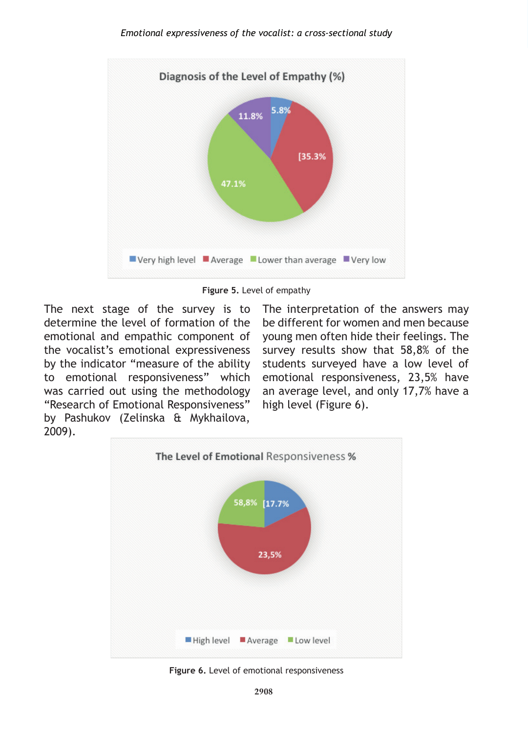Figure 5. Level of empathy

The next stage of the survey is to determine the level of formation of the emotional and empathic component of the vocalist's emotional expressiveness by the indicator "measure of the ability to emotional responsiveness" which was carried out using the methodology "Research of Emotional Responsiveness" by Pashukov (Zelinska & Mykhailova, 2009).

The interpretation of the answers may be different for women and men because young men often hide their feelings. The survey results show that 58,8% of the students surveyed have a low level of emotional responsiveness, 23,5% have an average level, and only 17,7% have a high level (Figure 6).

Figure 6. Level of emotional responsiveness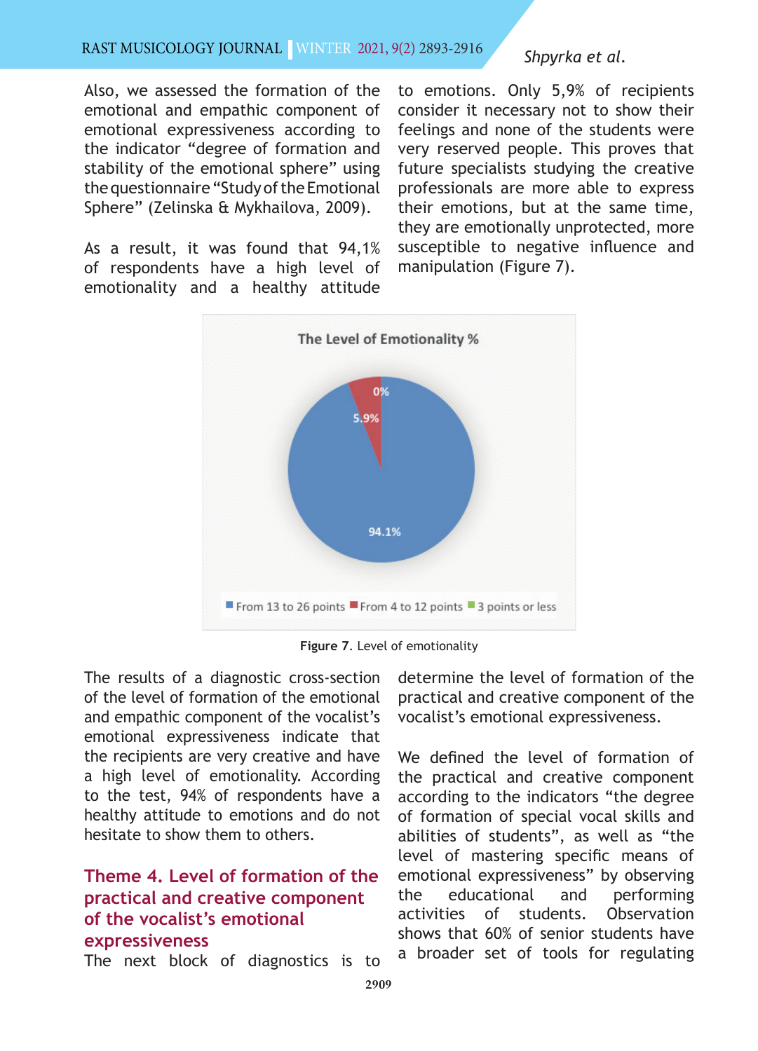Also, we assessed the formation of the emotional and empathic component of emotional expressiveness according to the indicator "degree of formation and stability of the emotional sphere" using the questionnaire "Study of the Emotional Sphere" (Zelinska & Mykhailova, 2009).

As a result, it was found that 94,1% of respondents have a high level of emotionality and a healthy attitude to emotions. Only 5,9% of recipients consider it necessary not to show their feelings and none of the students were very reserved people. This proves that future specialists studying the creative professionals are more able to express their emotions, but at the same time, they are emotionally unprotected, more susceptible to negative influence and manipulation (Figure 7).

The Level of Emotionality %

0%
5.9%
94.1%

From 13 to 26 points | From 4 to 12 points | 3 points or less

**Figure 7**. Level of emotionality

The results of a diagnostic cross-section of the level of formation of the emotional and empathic component of the vocalist's emotional expressiveness indicate that the recipients are very creative and have a high level of emotionality. According to the test, 94% of respondents have a healthy attitude to emotions and do not hesitate to show them to others.

## Theme 4. Level of formation of the practical and creative component of the vocalist's emotional expressiveness

The next block of diagnostics is to determine the level of formation of the practical and creative component of the vocalist's emotional expressiveness.

We defined the level of formation of the practical and creative component according to the indicators "the degree of formation of special vocal skills and abilities of students", as well as "the level of mastering specific means of emotional expressiveness" by observing the educational and performing activities of students. Observation shows that 60% of senior students have a broader set of tools for regulating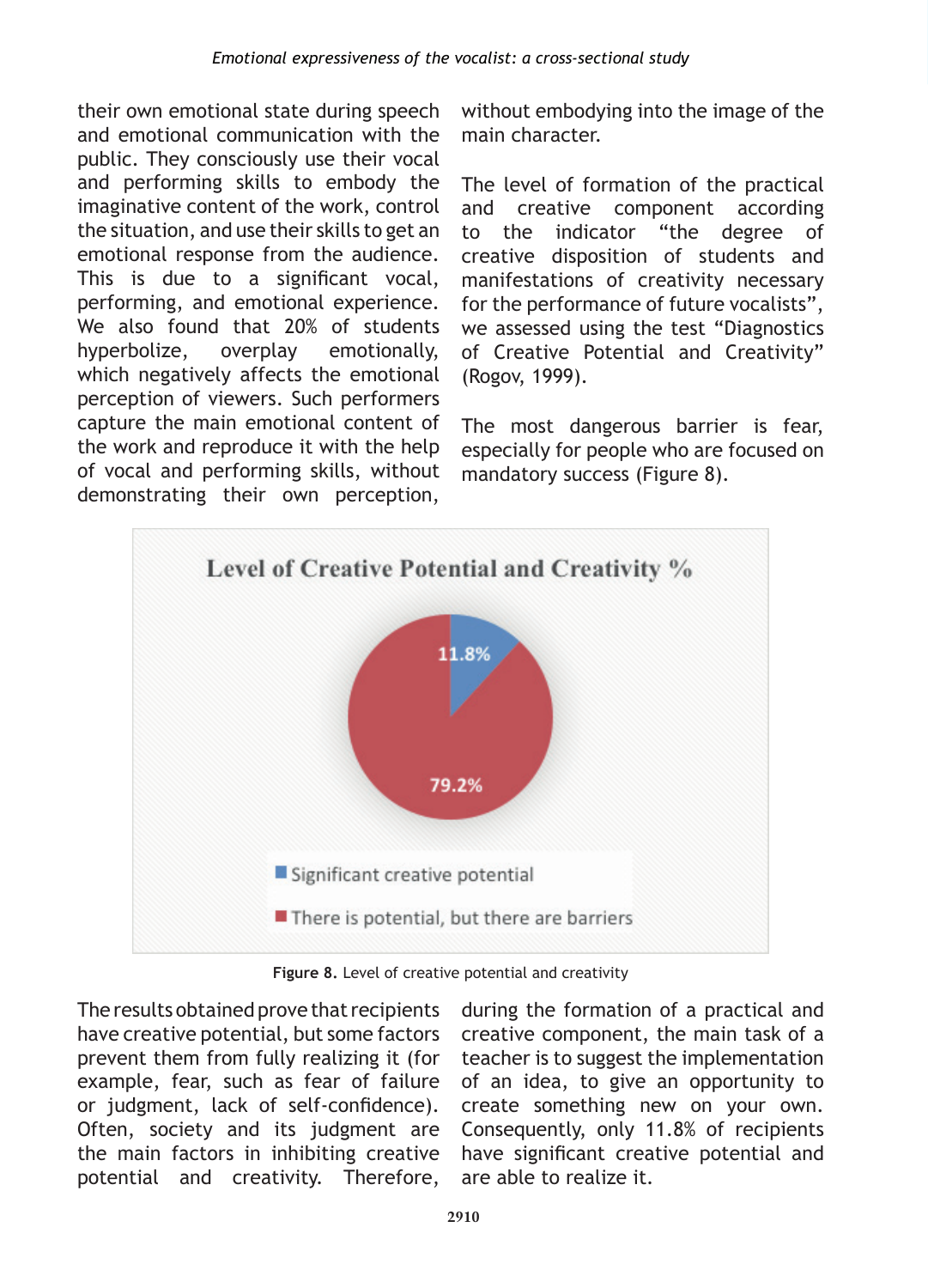their own emotional state during speech and emotional communication with the public. They consciously use their vocal and performing skills to embody the imaginative content of the work, control the situation, and use their skills to get an emotional response from the audience. This is due to a significant vocal, performing, and emotional experience. We also found that 20% of students hyperbolize, overplay emotionally, which negatively affects the emotional perception of viewers. Such performers capture the main emotional content of the work and reproduce it with the help of vocal and performing skills, without demonstrating their own perception, without embodying into the image of the main character.

The level of formation of the practical and creative component according to the indicator "the degree of creative disposition of students and manifestations of creativity necessary for the performance of future vocalists", we assessed using the test "Diagnostics of Creative Potential and Creativity" (Rogov, 1999).

The most dangerous barrier is fear, especially for people who are focused on mandatory success (Figure 8).

**Level of Creative Potential and Creativity %**

- Significant creative potential: 11.8%
- There is potential, but there are barriers: 79.2%

**Figure 8.** Level of creative potential and creativity

The results obtained prove that recipients have creative potential, but some factors prevent them from fully realizing it (for example, fear, such as fear of failure or judgment, lack of self-confidence). Often, society and its judgment are the main factors in inhibiting creative potential and creativity. Therefore, during the formation of a practical and creative component, the main task of a teacher is to suggest the implementation of an idea, to give an opportunity to create something new on your own. Consequently, only 11.8% of recipients have significant creative potential and are able to realize it.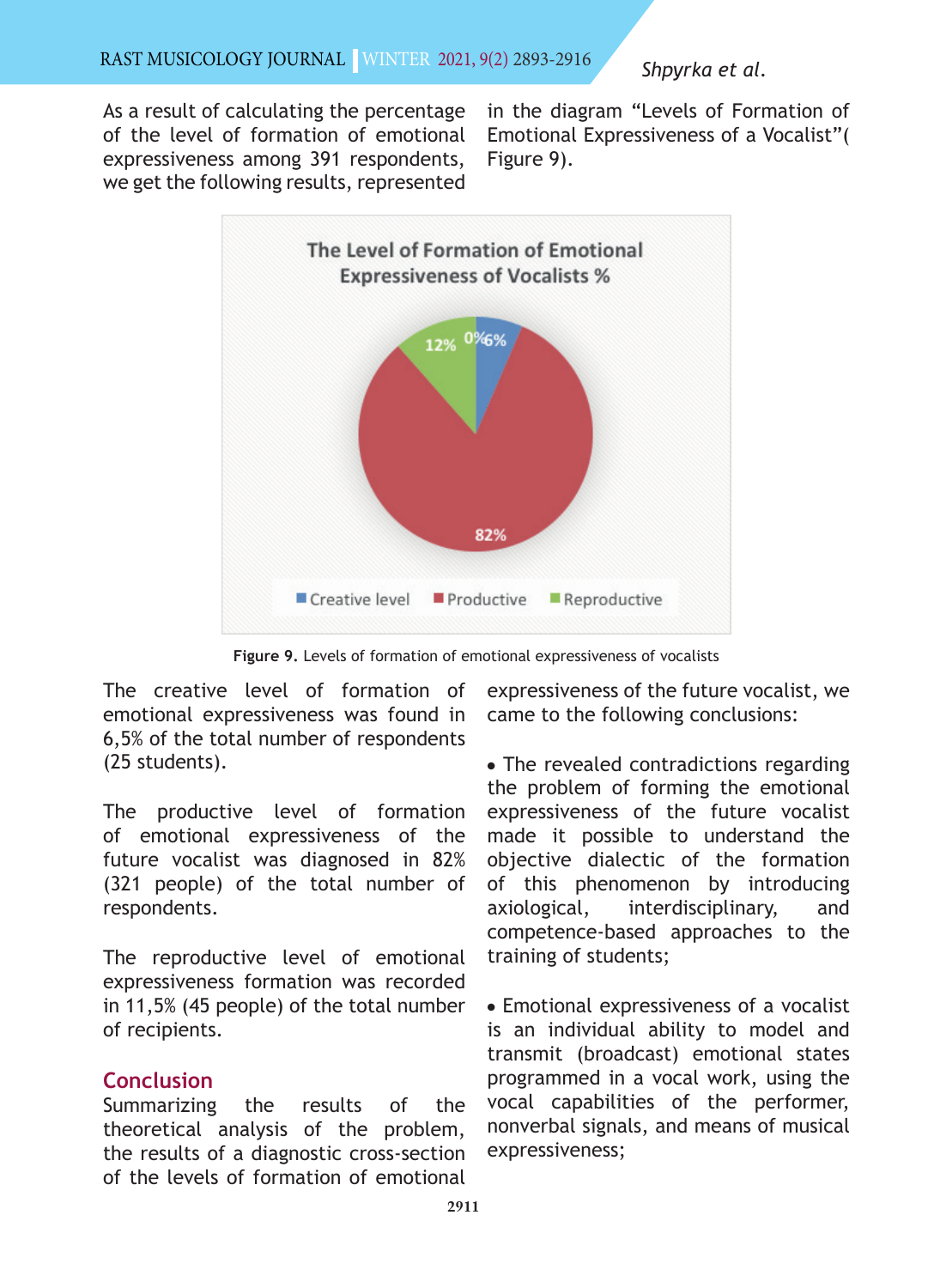As a result of calculating the percentage of the level of formation of emotional expressiveness among 391 respondents, we get the following results, represented in the diagram "Levels of Formation of Emotional Expressiveness of a Vocalist"( Figure 9).

Figure 9. Levels of formation of emotional expressiveness of vocalists

The creative level of formation of emotional expressiveness was found in 6,5% of the total number of respondents (25 students).

The productive level of formation of emotional expressiveness of the future vocalist was diagnosed in 82% (321 people) of the total number of respondents.

The reproductive level of emotional expressiveness formation was recorded in 11,5% (45 people) of the total number of recipients.

## Conclusion

Summarizing the results of the theoretical analysis of the problem, the results of a diagnostic cross-section of the levels of formation of emotional expressiveness of the future vocalist, we came to the following conclusions:

- The revealed contradictions regarding the problem of forming the emotional expressiveness of the future vocalist made it possible to understand the objective dialectic of the formation of this phenomenon by introducing axiological, interdisciplinary, and competence-based approaches to the training of students;
- Emotional expressiveness of a vocalist is an individual ability to model and transmit (broadcast) emotional states programmed in a vocal work, using the vocal capabilities of the performer, nonverbal signals, and means of musical expressiveness;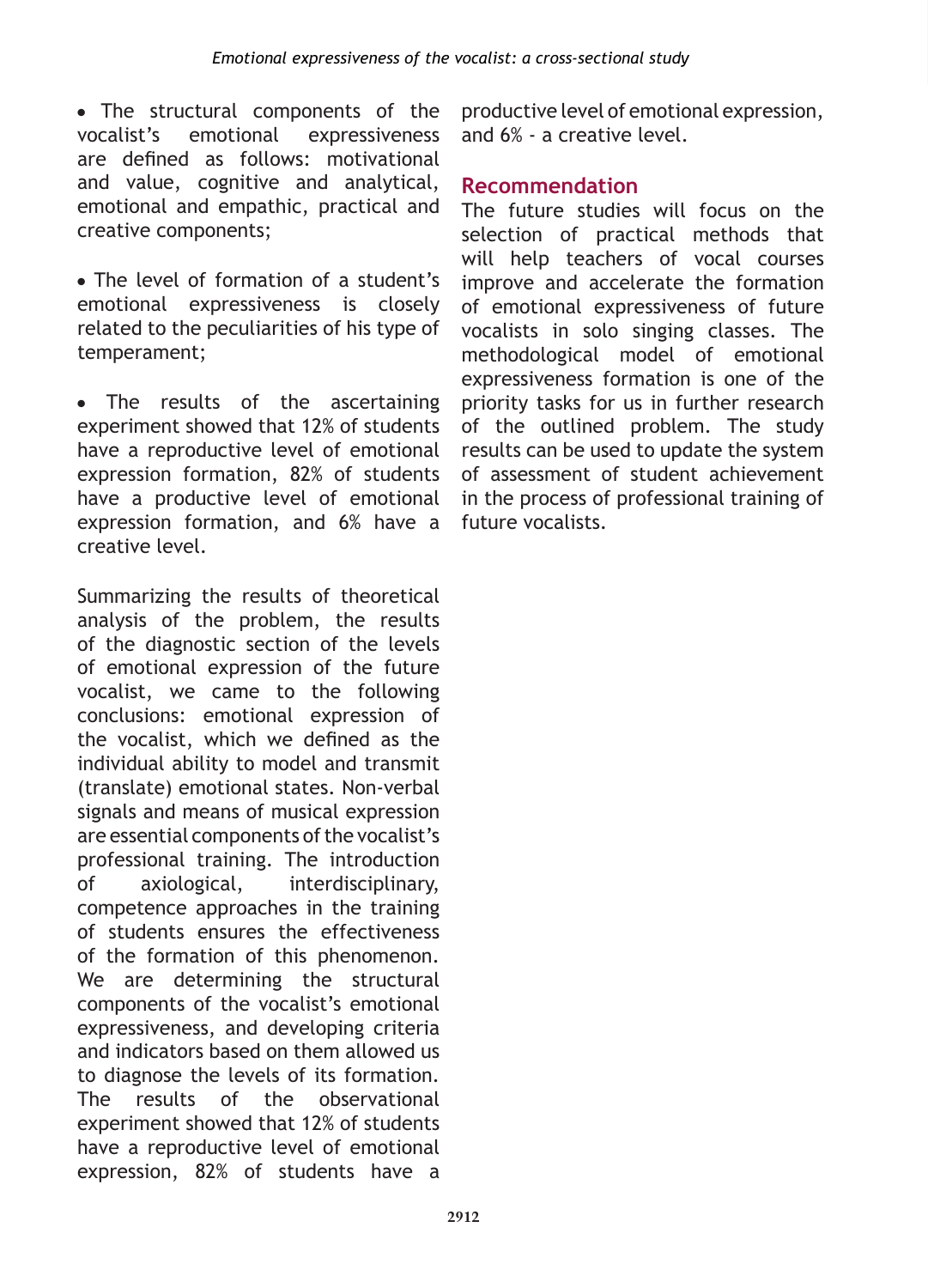- The structural components of the vocalist's emotional expressiveness are defined as follows: motivational and value, cognitive and analytical, emotional and empathic, practical and creative components;

- The level of formation of a student's emotional expressiveness is closely related to the peculiarities of his type of temperament;

- The results of the ascertaining experiment showed that 12% of students have a reproductive level of emotional expression formation, 82% of students have a productive level of emotional expression formation, and 6% have a creative level.

Summarizing the results of theoretical analysis of the problem, the results of the diagnostic section of the levels of emotional expression of the future vocalist, we came to the following conclusions: emotional expression of the vocalist, which we defined as the individual ability to model and transmit (translate) emotional states. Non-verbal signals and means of musical expression are essential components of the vocalist's professional training. The introduction of axiological, interdisciplinary, competence approaches in the training of students ensures the effectiveness of the formation of this phenomenon. We are determining the structural components of the vocalist's emotional expressiveness, and developing criteria and indicators based on them allowed us to diagnose the levels of its formation. The results of the observational experiment showed that 12% of students have a reproductive level of emotional expression, 82% of students have a productive level of emotional expression, and 6% - a creative level.

## Recommendation

The future studies will focus on the selection of practical methods that will help teachers of vocal courses improve and accelerate the formation of emotional expressiveness of future vocalists in solo singing classes. The methodological model of emotional expressiveness formation is one of the priority tasks for us in further research of the outlined problem. The study results can be used to update the system of assessment of student achievement in the process of professional training of future vocalists.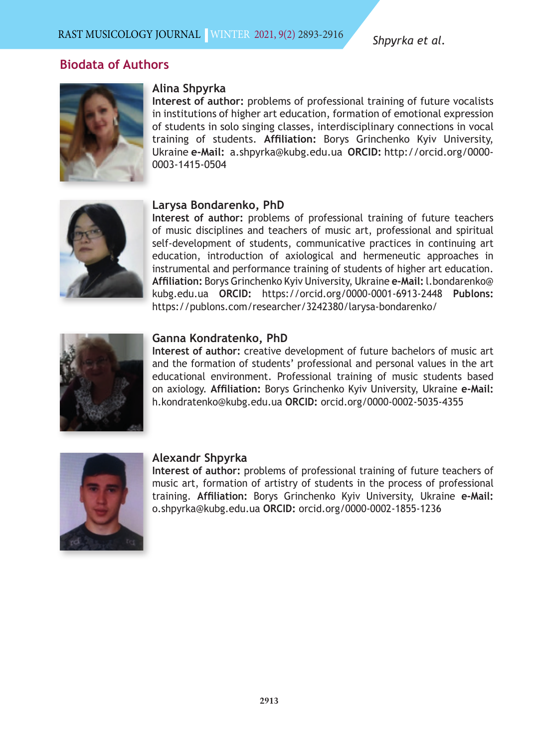## Biodata of Authors

### Alina Shpyrka

**Interest of author:** problems of professional training of future vocalists in institutions of higher art education, formation of emotional expression of students in solo singing classes, interdisciplinary connections in vocal training of students. **Affiliation:** Borys Grinchenko Kyiv University, Ukraine **e-Mail:** a.shpyrka@kubg.edu.ua **ORCID:** http://orcid.org/0000-0003-1415-0504

### Larysa Bondarenko, PhD

**Interest of author:** problems of professional training of future teachers of music disciplines and teachers of music art, professional and spiritual self-development of students, communicative practices in continuing art education, introduction of axiological and hermeneutic approaches in instrumental and performance training of students of higher art education. **Affiliation:** Borys Grinchenko Kyiv University, Ukraine **e-Mail:** l.bondarenko@kubg.edu.ua **ORCID:** https://orcid.org/0000-0001-6913-2448 **Publons:** https://publons.com/researcher/3242380/larysa-bondarenko/

### Ganna Kondratenko, PhD

**Interest of author:** creative development of future bachelors of music art and the formation of students' professional and personal values in the art educational environment. Professional training of music students based on axiology. **Affiliation:** Borys Grinchenko Kyiv University, Ukraine **e-Mail:** h.kondratenko@kubg.edu.ua **ORCID:** orcid.org/0000-0002-5035-4355

### Alexandr Shpyrka

**Interest of author:** problems of professional training of future teachers of music art, formation of artistry of students in the process of professional training. **Affiliation:** Borys Grinchenko Kyiv University, Ukraine **e-Mail:** o.shpyrka@kubg.edu.ua **ORCID:** orcid.org/0000-0002-1855-1236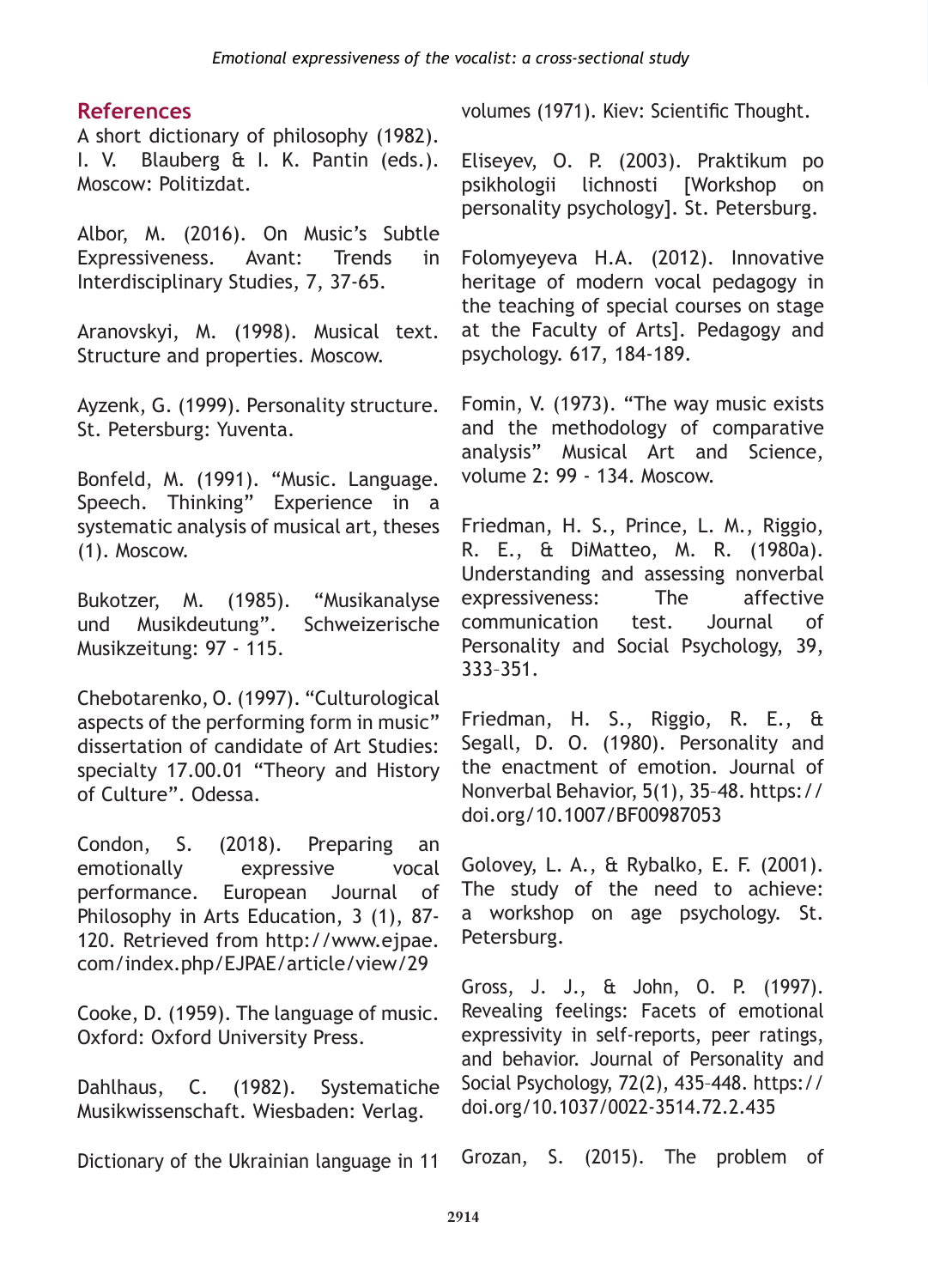## References

A short dictionary of philosophy (1982). I. V. Blauberg & I. K. Pantin (eds.). Moscow: Politizdat.

Albor, M. (2016). On Music's Subtle Expressiveness. Avant: Trends in Interdisciplinary Studies, 7, 37-65.

Aranovskyi, M. (1998). Musical text. Structure and properties. Moscow.

Ayzenk, G. (1999). Personality structure. St. Petersburg: Yuventa.

Bonfeld, M. (1991). "Music. Language. Speech. Thinking" Experience in a systematic analysis of musical art, theses (1). Moscow.

Bukotzer, M. (1985). "Musikanalyse und Musikdeutung". Schweizerische Musikzeitung: 97 - 115.

Chebotarenko, O. (1997). "Culturological aspects of the performing form in music" dissertation of candidate of Art Studies: specialty 17.00.01 "Theory and History of Culture". Odessa.

Condon, S. (2018). Preparing an emotionally expressive vocal performance. European Journal of Philosophy in Arts Education, 3 (1), 87-120. Retrieved from http://www.ejpae.com/index.php/EJPAE/article/view/29

Cooke, D. (1959). The language of music. Oxford: Oxford University Press.

Dahlhaus, C. (1982). Systematiche Musikwissenschaft. Wiesbaden: Verlag.

Dictionary of the Ukrainian language in 11 volumes (1971). Kiev: Scientific Thought.

Eliseyev, O. P. (2003). Praktikum po psikhologii lichnosti [Workshop on personality psychology]. St. Petersburg.

Folomyeyeva H.A. (2012). Innovative heritage of modern vocal pedagogy in the teaching of special courses on stage at the Faculty of Arts]. Pedagogy and psychology. 617, 184-189.

Fomin, V. (1973). "The way music exists and the methodology of comparative analysis" Musical Art and Science, volume 2: 99 - 134. Moscow.

Friedman, H. S., Prince, L. M., Riggio, R. E., & DiMatteo, M. R. (1980a). Understanding and assessing nonverbal expressiveness: The affective communication test. Journal of Personality and Social Psychology, 39, 333–351.

Friedman, H. S., Riggio, R. E., & Segall, D. O. (1980). Personality and the enactment of emotion. Journal of Nonverbal Behavior, 5(1), 35–48. https://doi.org/10.1007/BF00987053

Golovey, L. A., & Rybalko, E. F. (2001). The study of the need to achieve: a workshop on age psychology. St. Petersburg.

Gross, J. J., & John, O. P. (1997). Revealing feelings: Facets of emotional expressivity in self-reports, peer ratings, and behavior. Journal of Personality and Social Psychology, 72(2), 435–448. https://doi.org/10.1037/0022-3514.72.2.435

Grozan, S. (2015). The problem of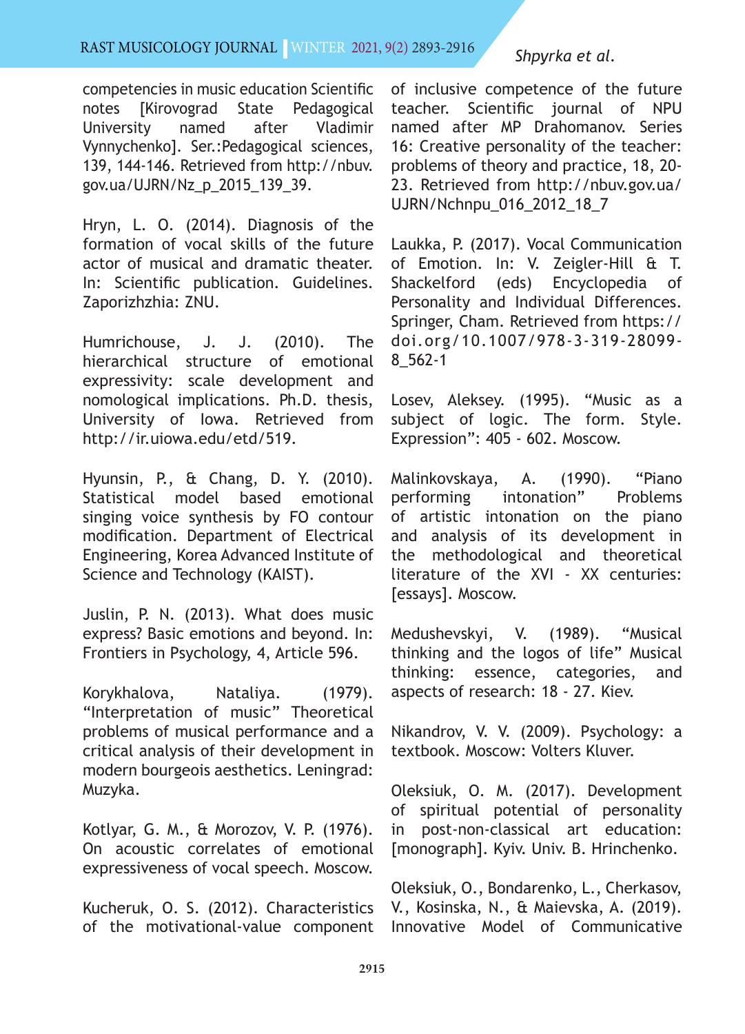competencies in music education Scientific notes [Kirovograd State Pedagogical University named after Vladimir Vynnychenko]. Ser.:Pedagogical sciences, 139, 144-146. Retrieved from http://nbuv.gov.ua/UJRN/Nz_p_2015_139_39.

Hryn, L. O. (2014). Diagnosis of the formation of vocal skills of the future actor of musical and dramatic theater. In: Scientific publication. Guidelines. Zaporizhzhia: ZNU.

Humrichouse, J. J. (2010). The hierarchical structure of emotional expressivity: scale development and nomological implications. Ph.D. thesis, University of Iowa. Retrieved from http://ir.uiowa.edu/etd/519.

Hyunsin, P., & Chang, D. Y. (2010). Statistical model based emotional singing voice synthesis by F0 contour modification. Department of Electrical Engineering, Korea Advanced Institute of Science and Technology (KAIST).

Juslin, P. N. (2013). What does music express? Basic emotions and beyond. In: Frontiers in Psychology, 4, Article 596.

Korykhalova, Nataliya. (1979). “Interpretation of music” Theoretical problems of musical performance and a critical analysis of their development in modern bourgeois aesthetics. Leningrad: Muzyka.

Kotlyar, G. M., & Morozov, V. P. (1976). On acoustic correlates of emotional expressiveness of vocal speech. Moscow.

Kucheruk, O. S. (2012). Characteristics of the motivational-value component of inclusive competence of the future teacher. Scientific journal of NPU named after MP Drahomanov. Series 16: Creative personality of the teacher: problems of theory and practice, 18, 20-23. Retrieved from http://nbuv.gov.ua/UJRN/Nchnpu_016_2012_18_7

Laukka, P. (2017). Vocal Communication of Emotion. In: V. Zeigler-Hill & T. Shackelford (eds) Encyclopedia of Personality and Individual Differences. Springer, Cham. Retrieved from https://doi.org/10.1007/978-3-319-28099-8_562-1

Losev, Aleksey. (1995). “Music as a subject of logic. The form. Style. Expression”: 405 - 602. Moscow.

Malinkovskaya, A. (1990). “Piano performing intonation” Problems of artistic intonation on the piano and analysis of its development in the methodological and theoretical literature of the XVI - XX centuries: [essays]. Moscow.

Medushevskyi, V. (1989). “Musical thinking and the logos of life” Musical thinking: essence, categories, and aspects of research: 18 - 27. Kiev.

Nikandrov, V. V. (2009). Psychology: a textbook. Moscow: Volters Kluver.

Oleksiuk, O. M. (2017). Development of spiritual potential of personality in post-non-classical art education: [monograph]. Kyiv. Univ. B. Hrinchenko.

Oleksiuk, O., Bondarenko, L., Cherkasov, V., Kosinska, N., & Maievska, A. (2019). Innovative Model of Communicative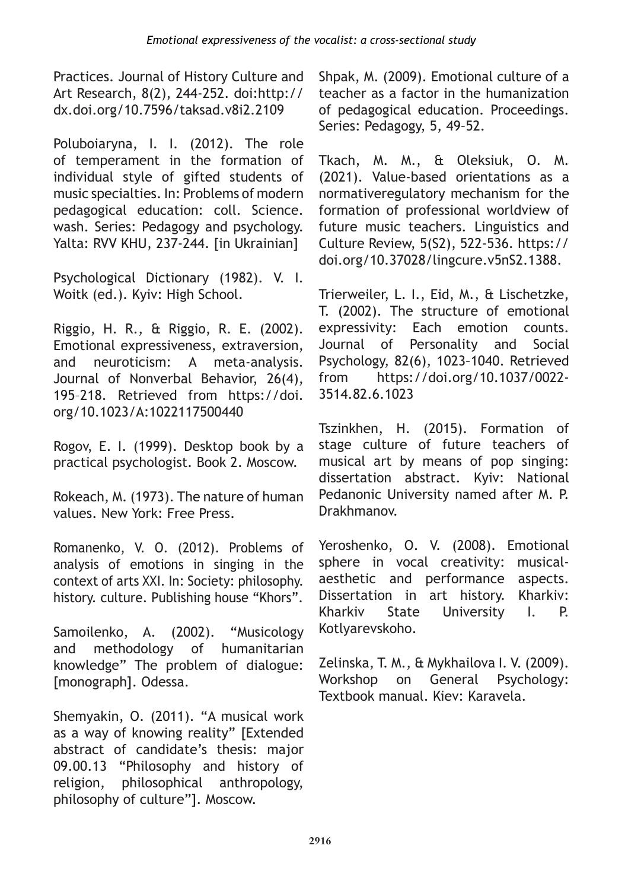Practices. Journal of History Culture and Art Research, 8(2), 244-252. doi:http://dx.doi.org/10.7596/taksad.v8i2.2109

Poluboiaryna, I. I. (2012). The role of temperament in the formation of individual style of gifted students of music specialties. In: Problems of modern pedagogical education: coll. Science. wash. Series: Pedagogy and psychology. Yalta: RVV KHU, 237-244. [in Ukrainian]

Psychological Dictionary (1982). V. I. Woitk (ed.). Kyiv: High School.

Riggio, H. R., & Riggio, R. E. (2002). Emotional expressiveness, extraversion, and neuroticism: A meta-analysis. Journal of Nonverbal Behavior, 26(4), 195–218. Retrieved from https://doi.org/10.1023/A:1022117500440

Rogov, E. I. (1999). Desktop book by a practical psychologist. Book 2. Moscow.

Rokeach, M. (1973). The nature of human values. New York: Free Press.

Romanenko, V. O. (2012). Problems of analysis of emotions in singing in the context of arts XXI. In: Society: philosophy. history. culture. Publishing house "Khors".

Samoilenko, A. (2002). "Musicology and methodology of humanitarian knowledge" The problem of dialogue: [monograph]. Odessa.

Shemyakin, O. (2011). "A musical work as a way of knowing reality" [Extended abstract of candidate's thesis: major 09.00.13 "Philosophy and history of religion, philosophical anthropology, philosophy of culture"]. Moscow.

Shpak, M. (2009). Emotional culture of a teacher as a factor in the humanization of pedagogical education. Proceedings. Series: Pedagogy, 5, 49–52.

Tkach, M. M., & Oleksiuk, O. M. (2021). Value-based orientations as a normativeregulatory mechanism for the formation of professional worldview of future music teachers. Linguistics and Culture Review, 5(S2), 522-536. https://doi.org/10.37028/lingcure.v5nS2.1388.

Trierweiler, L. I., Eid, M., & Lischetzke, T. (2002). The structure of emotional expressivity: Each emotion counts. Journal of Personality and Social Psychology, 82(6), 1023–1040. Retrieved from https://doi.org/10.1037/0022-3514.82.6.1023

Tszinkhen, H. (2015). Formation of stage culture of future teachers of musical art by means of pop singing: dissertation abstract. Kyiv: National Pedanonic University named after M. P. Drakhmanov.

Yeroshenko, O. V. (2008). Emotional sphere in vocal creativity: musical-aesthetic and performance aspects. Dissertation in art history. Kharkiv: Kharkiv State University I. P. Kotlyarevskoho.

Zelinska, T. M., & Mykhailova I. V. (2009). Workshop on General Psychology: Textbook manual. Kiev: Karavela.